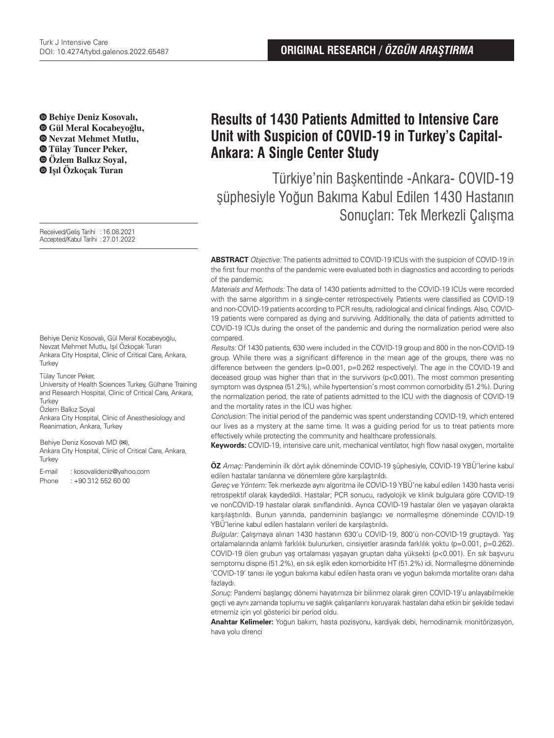ORIGINAL RESEARCH / *ÖZGÜN ARAŞTIRMA*

**Behiye Deniz Kosovalı,**
**Gül Meral Kocabeyoğlu,**
**Nevzat Mehmet Mutlu,**
**Tülay Tuncer Peker,**
**Özlem Balkız Soyal,**
**Işıl Özkoçak Turan**

# Results of 1430 Patients Admitted to Intensive Care Unit with Suspicion of COVID-19 in Turkey's Capital-Ankara: A Single Center Study

## Türkiye'nin Başkentinde -Ankara- COVID-19 şüphesiyle Yoğun Bakıma Kabul Edilen 1430 Hastanın Sonuçları: Tek Merkezli Çalışma

Received/Geliş Tarihi : 16.08.2021
Accepted/Kabul Tarihi : 27.01.2022

Behiye Deniz Kosovalı, Gül Meral Kocabeyoğlu, Nevzat Mehmet Mutlu, Işıl Özkoçak Turan
Ankara City Hospital, Clinic of Critical Care, Ankara, Turkey

Tülay Tuncer Peker,
University of Health Sciences Turkey, Gülhane Training and Research Hospital, Clinic of Critical Care, Ankara, Turkey

Özlem Balkız Soyal
Ankara City Hospital, Clinic of Anesthesiology and Reanimation, Ankara, Turkey

Behiye Deniz Kosovalı MD (✉),
Ankara City Hospital, Clinic of Critical Care, Ankara, Turkey

E-mail : kosovalideniz@yahoo.com
Phone : +90 312 552 60 00

**ABSTRACT** *Objective:* The patients admitted to COVID-19 ICUs with the suspicion of COVID-19 in the first four months of the pandemic were evaluated both in diagnostics and according to periods of the pandemic.

*Materials and Methods:* The data of 1430 patients admitted to the COVID-19 ICUs were recorded with the same algorithm in a single-center retrospectively. Patients were classified as COVID-19 and non-COVID-19 patients according to PCR results, radiological and clinical findings. Also, COVID-19 patients were compared as dying and surviving. Additionally, the data of patients admitted to COVID-19 ICUs during the onset of the pandemic and during the normalization period were also compared.

*Results:* Of 1430 patients, 630 were included in the COVID-19 group and 800 in the non-COVID-19 group. While there was a significant difference in the mean age of the groups, there was no difference between the genders ($p=0.001$, $p=0.262$ respectively). The age in the COVID-19 and deceased group was higher than that in the survivors ($p<0.001$). The most common presenting symptom was dyspnea (51.2%), while hypertension's most common comorbidity (51.2%). During the normalization period, the rate of patients admitted to the ICU with the diagnosis of COVID-19 and the mortality rates in the ICU was higher.

*Conclusion:* The initial period of the pandemic was spent understanding COVID-19, which entered our lives as a mystery at the same time. It was a guiding period for us to treat patients more effectively while protecting the community and healthcare professionals.

**Keywords:** COVID-19, intensive care unit, mechanical ventilator, high flow nasal oxygen, mortalite

**ÖZ** *Amaç:* Pandeminin ilk dört aylık döneminde COVID-19 şüphesiyle, COVID-19 YBÜ'lerine kabul edilen hastalar tanılarına ve dönemlere göre karşılaştırıldı.

*Gereç ve Yöntem:* Tek merkezde aynı algoritma ile COVID-19 YBÜ'ne kabul edilen 1430 hasta verisi retrospektif olarak kaydedildi. Hastalar; PCR sonucu, radyolojik ve klinik bulgulara göre COVID-19 ve nonCOVID-19 hastalar olarak sınıflandırıldı. Ayrıca COVID-19 hastalar ölen ve yaşayan olarakta karşılaştırıldı. Bunun yanında, pandeminin başlangıcı ve normalleşme döneminde COVID-19 YBÜ'lerine kabul edilen hastaların verileri de karşılaştırıldı.

*Bulgular:* Çalışmaya alınan 1430 hastanın 630'u COVID-19, 800'ü non-COVID-19 gruptaydı. Yaş ortalamalarında anlamlı farklılık bulunurken, cinsiyetler arasında farklılık yoktu ($p=0.001$, $p=0.262$). COVID-19 ölen grubun yaş ortalaması yaşayan gruptan daha yüksekti ($p<0.001$). En sık başvuru semptomu dispne (51.2%), en sık eşlik eden komorbidite HT (51.2%) idi. Normalleşme döneminde 'COVID-19' tanısı ile yoğun bakıma kabul edilen hasta oranı ve yoğun bakımda mortalite oranı daha fazlaydı.

*Sonuç:* Pandemi başlangıç dönemi hayatımıza bir bilinmez olarak giren COVID-19'u anlayabilmekle geçti ve aynı zamanda toplumu ve sağlık çalışanlarını koruyarak hastaları daha etkin bir şekilde tedavi etmemiz için yol gösterici bir period oldu.

**Anahtar Kelimeler:** Yoğun bakım, hasta pozisyonu, kardiyak debi, hemodinamik monitörizasyon, hava yolu direnci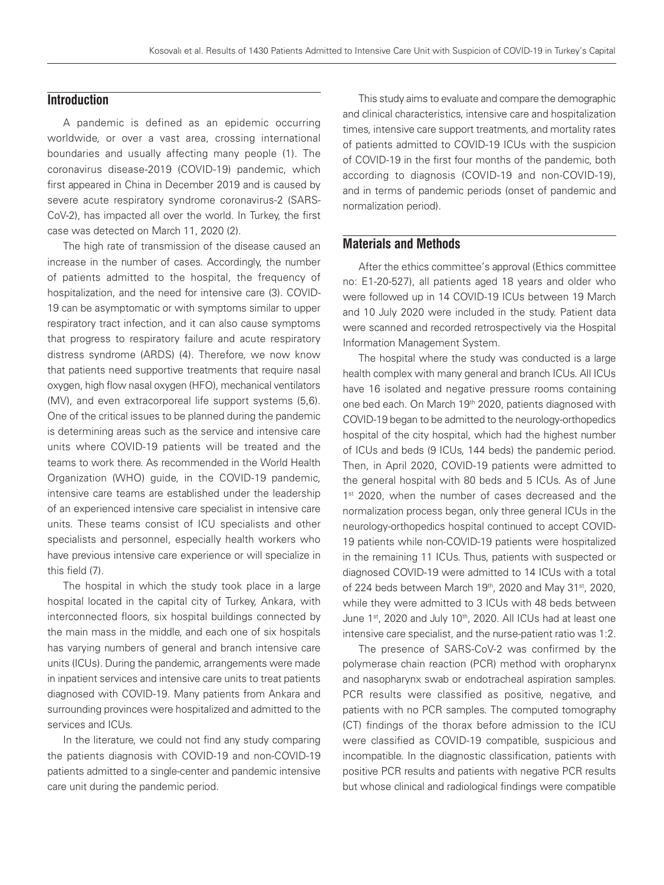## Introduction

A pandemic is defined as an epidemic occurring worldwide, or over a vast area, crossing international boundaries and usually affecting many people (1). The coronavirus disease-2019 (COVID-19) pandemic, which first appeared in China in December 2019 and is caused by severe acute respiratory syndrome coronavirus-2 (SARS-CoV-2), has impacted all over the world. In Turkey, the first case was detected on March 11, 2020 (2).

The high rate of transmission of the disease caused an increase in the number of cases. Accordingly, the number of patients admitted to the hospital, the frequency of hospitalization, and the need for intensive care (3). COVID-19 can be asymptomatic or with symptoms similar to upper respiratory tract infection, and it can also cause symptoms that progress to respiratory failure and acute respiratory distress syndrome (ARDS) (4). Therefore, we now know that patients need supportive treatments that require nasal oxygen, high flow nasal oxygen (HFO), mechanical ventilators (MV), and even extracorporeal life support systems (5,6). One of the critical issues to be planned during the pandemic is determining areas such as the service and intensive care units where COVID-19 patients will be treated and the teams to work there. As recommended in the World Health Organization (WHO) guide, in the COVID-19 pandemic, intensive care teams are established under the leadership of an experienced intensive care specialist in intensive care units. These teams consist of ICU specialists and other specialists and personnel, especially health workers who have previous intensive care experience or will specialize in this field (7).

The hospital in which the study took place in a large hospital located in the capital city of Turkey, Ankara, with interconnected floors, six hospital buildings connected by the main mass in the middle, and each one of six hospitals has varying numbers of general and branch intensive care units (ICUs). During the pandemic, arrangements were made in inpatient services and intensive care units to treat patients diagnosed with COVID-19. Many patients from Ankara and surrounding provinces were hospitalized and admitted to the services and ICUs.

In the literature, we could not find any study comparing the patients diagnosis with COVID-19 and non-COVID-19 patients admitted to a single-center and pandemic intensive care unit during the pandemic period.

This study aims to evaluate and compare the demographic and clinical characteristics, intensive care and hospitalization times, intensive care support treatments, and mortality rates of patients admitted to COVID-19 ICUs with the suspicion of COVID-19 in the first four months of the pandemic, both according to diagnosis (COVID-19 and non-COVID-19), and in terms of pandemic periods (onset of pandemic and normalization period).

## Materials and Methods

After the ethics committee's approval (Ethics committee no: E1-20-527), all patients aged 18 years and older who were followed up in 14 COVID-19 ICUs between 19 March and 10 July 2020 were included in the study. Patient data were scanned and recorded retrospectively via the Hospital Information Management System.

The hospital where the study was conducted is a large health complex with many general and branch ICUs. All ICUs have 16 isolated and negative pressure rooms containing one bed each. On March 19th 2020, patients diagnosed with COVID-19 began to be admitted to the neurology-orthopedics hospital of the city hospital, which had the highest number of ICUs and beds (9 ICUs, 144 beds) the pandemic period. Then, in April 2020, COVID-19 patients were admitted to the general hospital with 80 beds and 5 ICUs. As of June 1st 2020, when the number of cases decreased and the normalization process began, only three general ICUs in the neurology-orthopedics hospital continued to accept COVID-19 patients while non-COVID-19 patients were hospitalized in the remaining 11 ICUs. Thus, patients with suspected or diagnosed COVID-19 were admitted to 14 ICUs with a total of 224 beds between March 19th, 2020 and May 31st, 2020, while they were admitted to 3 ICUs with 48 beds between June 1st, 2020 and July 10th, 2020. All ICUs had at least one intensive care specialist, and the nurse-patient ratio was 1:2.

The presence of SARS-CoV-2 was confirmed by the polymerase chain reaction (PCR) method with oropharynx and nasopharynx swab or endotracheal aspiration samples. PCR results were classified as positive, negative, and patients with no PCR samples. The computed tomography (CT) findings of the thorax before admission to the ICU were classified as COVID-19 compatible, suspicious and incompatible. In the diagnostic classification, patients with positive PCR results and patients with negative PCR results but whose clinical and radiological findings were compatible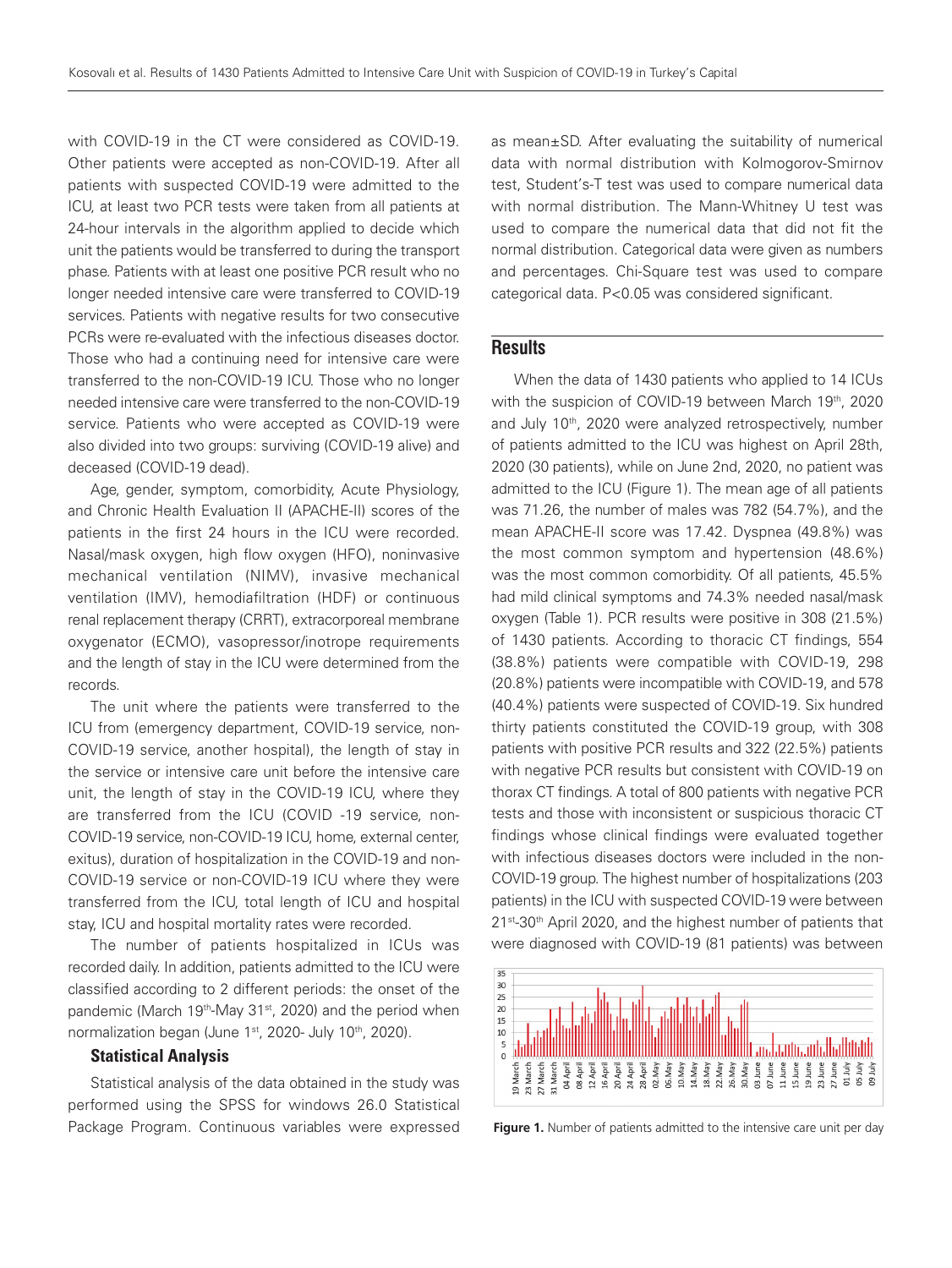with COVID-19 in the CT were considered as COVID-19. Other patients were accepted as non-COVID-19. After all patients with suspected COVID-19 were admitted to the ICU, at least two PCR tests were taken from all patients at 24-hour intervals in the algorithm applied to decide which unit the patients would be transferred to during the transport phase. Patients with at least one positive PCR result who no longer needed intensive care were transferred to COVID-19 services. Patients with negative results for two consecutive PCRs were re-evaluated with the infectious diseases doctor. Those who had a continuing need for intensive care were transferred to the non-COVID-19 ICU. Those who no longer needed intensive care were transferred to the non-COVID-19 service. Patients who were accepted as COVID-19 were also divided into two groups: surviving (COVID-19 alive) and deceased (COVID-19 dead).

Age, gender, symptom, comorbidity, Acute Physiology, and Chronic Health Evaluation II (APACHE-II) scores of the patients in the first 24 hours in the ICU were recorded. Nasal/mask oxygen, high flow oxygen (HFO), noninvasive mechanical ventilation (NIMV), invasive mechanical ventilation (IMV), hemodiafiltration (HDF) or continuous renal replacement therapy (CRRT), extracorporeal membrane oxygenator (ECMO), vasopressor/inotrope requirements and the length of stay in the ICU were determined from the records.

The unit where the patients were transferred to the ICU from (emergency department, COVID-19 service, non-COVID-19 service, another hospital), the length of stay in the service or intensive care unit before the intensive care unit, the length of stay in the COVID-19 ICU, where they are transferred from the ICU (COVID -19 service, non-COVID-19 service, non-COVID-19 ICU, home, external center, exitus), duration of hospitalization in the COVID-19 and non-COVID-19 service or non-COVID-19 ICU where they were transferred from the ICU, total length of ICU and hospital stay, ICU and hospital mortality rates were recorded.

The number of patients hospitalized in ICUs was recorded daily. In addition, patients admitted to the ICU were classified according to 2 different periods: the onset of the pandemic (March 19th-May 31st, 2020) and the period when normalization began (June 1st, 2020- July 10th, 2020).

### Statistical Analysis

Statistical analysis of the data obtained in the study was performed using the SPSS for windows 26.0 Statistical Package Program. Continuous variables were expressed as mean±SD. After evaluating the suitability of numerical data with normal distribution with Kolmogorov-Smirnov test, Student's-T test was used to compare numerical data with normal distribution. The Mann-Whitney U test was used to compare the numerical data that did not fit the normal distribution. Categorical data were given as numbers and percentages. Chi-Square test was used to compare categorical data. $P<0.05$ was considered significant.

## Results

When the data of 1430 patients who applied to 14 ICUs with the suspicion of COVID-19 between March 19th, 2020 and July 10th, 2020 were analyzed retrospectively, number of patients admitted to the ICU was highest on April 28th, 2020 (30 patients), while on June 2nd, 2020, no patient was admitted to the ICU (Figure 1). The mean age of all patients was 71.26, the number of males was 782 (54.7%), and the mean APACHE-II score was 17.42. Dyspnea (49.8%) was the most common symptom and hypertension (48.6%) was the most common comorbidity. Of all patients, 45.5% had mild clinical symptoms and 74.3% needed nasal/mask oxygen (Table 1). PCR results were positive in 308 (21.5%) of 1430 patients. According to thoracic CT findings, 554 (38.8%) patients were compatible with COVID-19, 298 (20.8%) patients were incompatible with COVID-19, and 578 (40.4%) patients were suspected of COVID-19. Six hundred thirty patients constituted the COVID-19 group, with 308 patients with positive PCR results and 322 (22.5%) patients with negative PCR results but consistent with COVID-19 on thorax CT findings. A total of 800 patients with negative PCR tests and those with inconsistent or suspicious thoracic CT findings whose clinical findings were evaluated together with infectious diseases doctors were included in the non-COVID-19 group. The highest number of hospitalizations (203 patients) in the ICU with suspected COVID-19 were between 21st-30th April 2020, and the highest number of patients that were diagnosed with COVID-19 (81 patients) was between

**Figure 1.** Number of patients admitted to the intensive care unit per day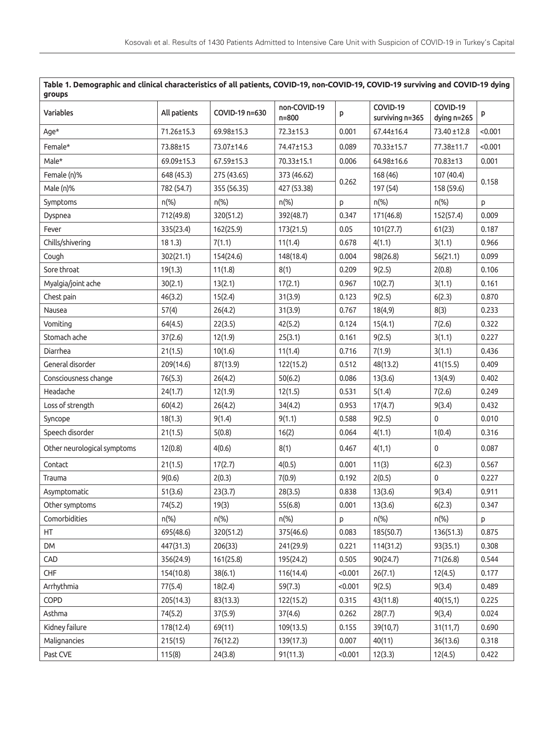**Table 1. Demographic and clinical characteristics of all patients, COVID-19, non-COVID-19, COVID-19 surviving and COVID-19 dying groups**

| Variables | All patients | COVID-19 n=630 | non-COVID-19 n=800 | p | COVID-19 surviving n=365 | COVID-19 dying n=265 | p |
|---|---|---|---|---|---|---|---|
| Age* | 71.26±15.3 | 69.98±15.3 | 72.3±15.3 | 0.001 | 67.44±16.4 | 73.40 ±12.8 | <0.001 |
| Female* | 73.88±15 | 73.07±14.6 | 74.47±15.3 | 0.089 | 70.33±15.7 | 77.38±11.7 | <0.001 |
| Male* | 69.09±15.3 | 67.59±15.3 | 70.33±15.1 | 0.006 | 64.98±16.6 | 70.83±13 | 0.001 |
| Female (n)% | 648 (45.3) | 275 (43.65) | 373 (46.62) | 0.262 | 168 (46) | 107 (40.4) | 0.158 |
| Male (n)% | 782 (54.7) | 355 (56.35) | 427 (53.38) | | 197 (54) | 158 (59.6) | |
| Symptoms | n(%) | n(%) | n(%) | p | n(%) | n(%) | p |
| Dyspnea | 712(49.8) | 320(51.2) | 392(48.7) | 0.347 | 171(46.8) | 152(57.4) | 0.009 |
| Fever | 335(23.4) | 162(25.9) | 173(21.5) | 0.05 | 101(27.7) | 61(23) | 0.187 |
| Chills/shivering | 18 1.3) | 7(1.1) | 11(1.4) | 0.678 | 4(1.1) | 3(1.1) | 0.966 |
| Cough | 302(21.1) | 154(24.6) | 148(18.4) | 0.004 | 98(26.8) | 56(21.1) | 0.099 |
| Sore throat | 19(1.3) | 11(1.8) | 8(1) | 0.209 | 9(2.5) | 2(0.8) | 0.106 |
| Myalgia/joint ache | 30(2.1) | 13(2.1) | 17(2.1) | 0.967 | 10(2.7) | 3(1.1) | 0.161 |
| Chest pain | 46(3.2) | 15(2.4) | 31(3.9) | 0.123 | 9(2.5) | 6(2.3) | 0.870 |
| Nausea | 57(4) | 26(4.2) | 31(3.9) | 0.767 | 18(4,9) | 8(3) | 0.233 |
| Vomiting | 64(4.5) | 22(3.5) | 42(5.2) | 0.124 | 15(4.1) | 7(2.6) | 0.322 |
| Stomach ache | 37(2.6) | 12(1.9) | 25(3.1) | 0.161 | 9(2.5) | 3(1.1) | 0.227 |
| Diarrhea | 21(1.5) | 10(1.6) | 11(1.4) | 0.716 | 7(1.9) | 3(1.1) | 0.436 |
| General disorder | 209(14.6) | 87(13.9) | 122(15.2) | 0.512 | 48(13.2) | 41(15.5) | 0.409 |
| Consciousness change | 76(5.3) | 26(4.2) | 50(6.2) | 0.086 | 13(3.6) | 13(4.9) | 0.402 |
| Headache | 24(1.7) | 12(1.9) | 12(1.5) | 0.531 | 5(1.4) | 7(2.6) | 0.249 |
| Loss of strength | 60(4.2) | 26(4.2) | 34(4.2) | 0.953 | 17(4.7) | 9(3.4) | 0.432 |
| Syncope | 18(1.3) | 9(1.4) | 9(1.1) | 0.588 | 9(2.5) | 0 | 0.010 |
| Speech disorder | 21(1.5) | 5(0.8) | 16(2) | 0.064 | 4(1.1) | 1(0.4) | 0.316 |
| Other neurological symptoms | 12(0.8) | 4(0.6) | 8(1) | 0.467 | 4(1,1) | 0 | 0.087 |
| Contact | 21(1.5) | 17(2.7) | 4(0.5) | 0.001 | 11(3) | 6(2.3) | 0.567 |
| Trauma | 9(0.6) | 2(0.3) | 7(0.9) | 0.192 | 2(0.5) | 0 | 0.227 |
| Asymptomatic | 51(3.6) | 23(3.7) | 28(3.5) | 0.838 | 13(3.6) | 9(3.4) | 0.911 |
| Other symptoms | 74(5.2) | 19(3) | 55(6.8) | 0.001 | 13(3.6) | 6(2.3) | 0.347 |
| Comorbidities | n(%) | n(%) | n(%) | p | n(%) | n(%) | p |
| HT | 695(48.6) | 320(51.2) | 375(46.6) | 0.083 | 185(50.7) | 136(51.3) | 0.875 |
| DM | 447(31.3) | 206(33) | 241(29.9) | 0.221 | 114(31.2) | 93(35.1) | 0.308 |
| CAD | 356(24.9) | 161(25.8) | 195(24.2) | 0.505 | 90(24.7) | 71(26.8) | 0.544 |
| CHF | 154(10.8) | 38(6.1) | 116(14.4) | <0.001 | 26(7.1) | 12(4.5) | 0.177 |
| Arrhythmia | 77(5.4) | 18(2.4) | 59(7.3) | <0.001 | 9(2.5) | 9(3.4) | 0.489 |
| COPD | 205(14.3) | 83(13.3) | 122(15.2) | 0.315 | 43(11.8) | 40(15,1) | 0.225 |
| Asthma | 74(5.2) | 37(5.9) | 37(4.6) | 0.262 | 28(7.7) | 9(3,4) | 0.024 |
| Kidney failure | 178(12.4) | 69(11) | 109(13.5) | 0.155 | 39(10,7) | 31(11,7) | 0.690 |
| Malignancies | 215(15) | 76(12.2) | 139(17.3) | 0.007 | 40(11) | 36(13.6) | 0.318 |
| Past CVE | 115(8) | 24(3.8) | 91(11.3) | <0.001 | 12(3.3) | 12(4.5) | 0.422 |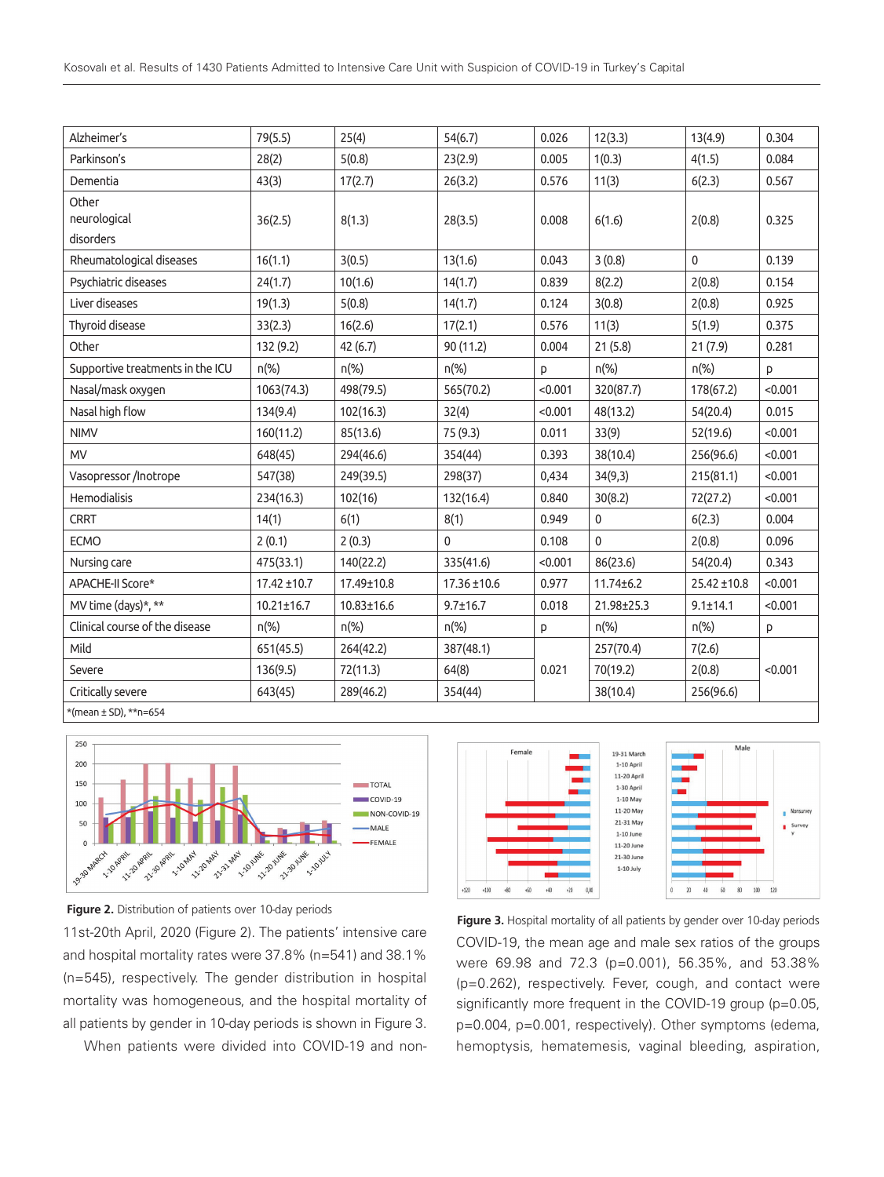| Alzheimer's | 79(5.5) | 25(4) | 54(6.7) | 0.026 | 12(3.3) | 13(4.9) | 0.304 |
|---|---|---|---|---|---|---|---|
| Parkinson's | 28(2) | 5(0.8) | 23(2.9) | 0.005 | 1(0.3) | 4(1.5) | 0.084 |
| Dementia | 43(3) | 17(2.7) | 26(3.2) | 0.576 | 11(3) | 6(2.3) | 0.567 |
| Other neurological disorders | 36(2.5) | 8(1.3) | 28(3.5) | 0.008 | 6(1.6) | 2(0.8) | 0.325 |
| Rheumatological diseases | 16(1.1) | 3(0.5) | 13(1.6) | 0.043 | 3 (0.8) | 0 | 0.139 |
| Psychiatric diseases | 24(1.7) | 10(1.6) | 14(1.7) | 0.839 | 8(2.2) | 2(0.8) | 0.154 |
| Liver diseases | 19(1.3) | 5(0.8) | 14(1.7) | 0.124 | 3(0.8) | 2(0.8) | 0.925 |
| Thyroid disease | 33(2.3) | 16(2.6) | 17(2.1) | 0.576 | 11(3) | 5(1.9) | 0.375 |
| Other | 132 (9.2) | 42 (6.7) | 90 (11.2) | 0.004 | 21 (5.8) | 21 (7.9) | 0.281 |
| Supportive treatments in the ICU | n(%) | n(%) | n(%) | p | n(%) | n(%) | p |
| Nasal/mask oxygen | 1063(74.3) | 498(79.5) | 565(70.2) | <0.001 | 320(87.7) | 178(67.2) | <0.001 |
| Nasal high flow | 134(9.4) | 102(16.3) | 32(4) | <0.001 | 48(13.2) | 54(20.4) | 0.015 |
| NIMV | 160(11.2) | 85(13.6) | 75 (9.3) | 0.011 | 33(9) | 52(19.6) | <0.001 |
| MV | 648(45) | 294(46.6) | 354(44) | 0.393 | 38(10.4) | 256(96.6) | <0.001 |
| Vasopressor /Inotrope | 547(38) | 249(39.5) | 298(37) | 0,434 | 34(9,3) | 215(81.1) | <0.001 |
| Hemodialisis | 234(16.3) | 102(16) | 132(16.4) | 0.840 | 30(8.2) | 72(27.2) | <0.001 |
| CRRT | 14(1) | 6(1) | 8(1) | 0.949 | 0 | 6(2.3) | 0.004 |
| ECMO | 2 (0.1) | 2 (0.3) | 0 | 0.108 | 0 | 2(0.8) | 0.096 |
| Nursing care | 475(33.1) | 140(22.2) | 335(41.6) | <0.001 | 86(23.6) | 54(20.4) | 0.343 |
| APACHE-II Score* | 17.42 ±10.7 | 17.49±10.8 | 17.36 ±10.6 | 0.977 | 11.74±6.2 | 25.42 ±10.8 | <0.001 |
| MV time (days)*, ** | 10.21±16.7 | 10.83±16.6 | 9.7±16.7 | 0.018 | 21.98±25.3 | 9.1±14.1 | <0.001 |
| Clinical course of the disease | n(%) | n(%) | n(%) | p | n(%) | n(%) | p |
| Mild | 651(45.5) | 264(42.2) | 387(48.1) | | 257(70.4) | 7(2.6) | |
| Severe | 136(9.5) | 72(11.3) | 64(8) | 0.021 | 70(19.2) | 2(0.8) | <0.001 |
| Critically severe | 643(45) | 289(46.2) | 354(44) | | 38(10.4) | 256(96.6) | |

*(mean ± SD), **n=654

**Figure 2.** Distribution of patients over 10-day periods

**Figure 3.** Hospital mortality of all patients by gender over 10-day periods

11st-20th April, 2020 (Figure 2). The patients' intensive care and hospital mortality rates were 37.8% (n=541) and 38.1% (n=545), respectively. The gender distribution in hospital mortality was homogeneous, and the hospital mortality of all patients by gender in 10-day periods is shown in Figure 3.

When patients were divided into COVID-19 and non-COVID-19, the mean age and male sex ratios of the groups were 69.98 and 72.3 (p=0.001), 56.35%, and 53.38% (p=0.262), respectively. Fever, cough, and contact were significantly more frequent in the COVID-19 group (p=0.05, p=0.004, p=0.001, respectively). Other symptoms (edema, hemoptysis, hematemesis, vaginal bleeding, aspiration,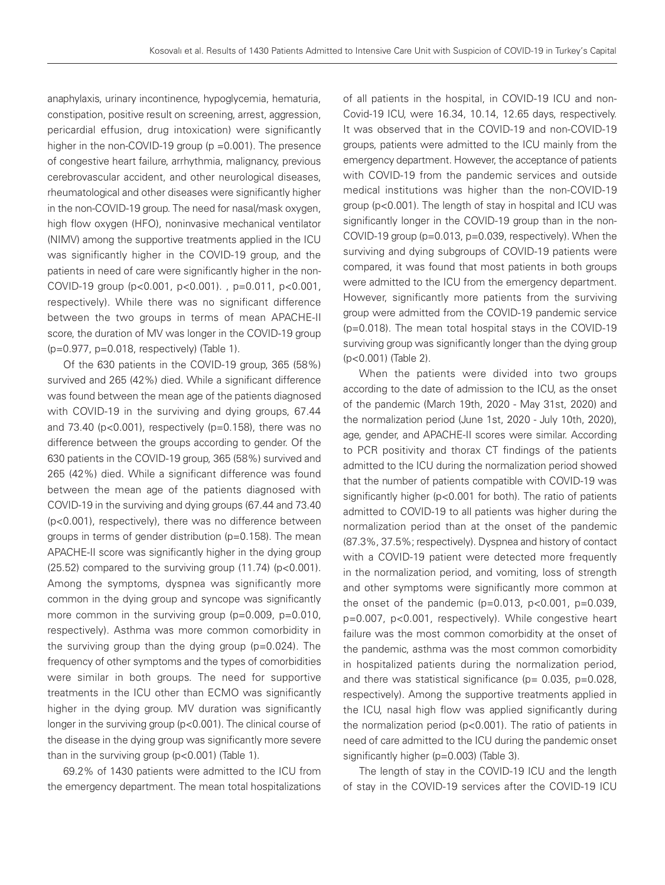anaphylaxis, urinary incontinence, hypoglycemia, hematuria, constipation, positive result on screening, arrest, aggression, pericardial effusion, drug intoxication) were significantly higher in the non-COVID-19 group (p =0.001). The presence of congestive heart failure, arrhythmia, malignancy, previous cerebrovascular accident, and other neurological diseases, rheumatological and other diseases were significantly higher in the non-COVID-19 group. The need for nasal/mask oxygen, high flow oxygen (HFO), noninvasive mechanical ventilator (NIMV) among the supportive treatments applied in the ICU was significantly higher in the COVID-19 group, and the patients in need of care were significantly higher in the non-COVID-19 group (p<0.001, p<0.001). , p=0.011, p<0.001, respectively). While there was no significant difference between the two groups in terms of mean APACHE-II score, the duration of MV was longer in the COVID-19 group (p=0.977, p=0.018, respectively) (Table 1).

Of the 630 patients in the COVID-19 group, 365 (58%) survived and 265 (42%) died. While a significant difference was found between the mean age of the patients diagnosed with COVID-19 in the surviving and dying groups, 67.44 and 73.40 (p<0.001), respectively (p=0.158), there was no difference between the groups according to gender. Of the 630 patients in the COVID-19 group, 365 (58%) survived and 265 (42%) died. While a significant difference was found between the mean age of the patients diagnosed with COVID-19 in the surviving and dying groups (67.44 and 73.40 (p<0.001), respectively), there was no difference between groups in terms of gender distribution (p=0.158). The mean APACHE-II score was significantly higher in the dying group (25.52) compared to the surviving group (11.74) (p<0.001). Among the symptoms, dyspnea was significantly more common in the dying group and syncope was significantly more common in the surviving group (p=0.009, p=0.010, respectively). Asthma was more common comorbidity in the surviving group than the dying group (p=0.024). The frequency of other symptoms and the types of comorbidities were similar in both groups. The need for supportive treatments in the ICU other than ECMO was significantly higher in the dying group. MV duration was significantly longer in the surviving group (p<0.001). The clinical course of the disease in the dying group was significantly more severe than in the surviving group (p<0.001) (Table 1).

69.2% of 1430 patients were admitted to the ICU from the emergency department. The mean total hospitalizations of all patients in the hospital, in COVID-19 ICU and non-Covid-19 ICU, were 16.34, 10.14, 12.65 days, respectively. It was observed that in the COVID-19 and non-COVID-19 groups, patients were admitted to the ICU mainly from the emergency department. However, the acceptance of patients with COVID-19 from the pandemic services and outside medical institutions was higher than the non-COVID-19 group (p<0.001). The length of stay in hospital and ICU was significantly longer in the COVID-19 group than in the non-COVID-19 group (p=0.013, p=0.039, respectively). When the surviving and dying subgroups of COVID-19 patients were compared, it was found that most patients in both groups were admitted to the ICU from the emergency department. However, significantly more patients from the surviving group were admitted from the COVID-19 pandemic service (p=0.018). The mean total hospital stays in the COVID-19 surviving group was significantly longer than the dying group (p<0.001) (Table 2).

When the patients were divided into two groups according to the date of admission to the ICU, as the onset of the pandemic (March 19th, 2020 - May 31st, 2020) and the normalization period (June 1st, 2020 - July 10th, 2020), age, gender, and APACHE-II scores were similar. According to PCR positivity and thorax CT findings of the patients admitted to the ICU during the normalization period showed that the number of patients compatible with COVID-19 was significantly higher (p<0.001 for both). The ratio of patients admitted to COVID-19 to all patients was higher during the normalization period than at the onset of the pandemic (87.3%, 37.5%; respectively). Dyspnea and history of contact with a COVID-19 patient were detected more frequently in the normalization period, and vomiting, loss of strength and other symptoms were significantly more common at the onset of the pandemic (p=0.013, p<0.001, p=0.039, p=0.007, p<0.001, respectively). While congestive heart failure was the most common comorbidity at the onset of the pandemic, asthma was the most common comorbidity in hospitalized patients during the normalization period, and there was statistical significance (p= 0.035, p=0.028, respectively). Among the supportive treatments applied in the ICU, nasal high flow was applied significantly during the normalization period (p<0.001). The ratio of patients in need of care admitted to the ICU during the pandemic onset significantly higher (p=0.003) (Table 3).

The length of stay in the COVID-19 ICU and the length of stay in the COVID-19 services after the COVID-19 ICU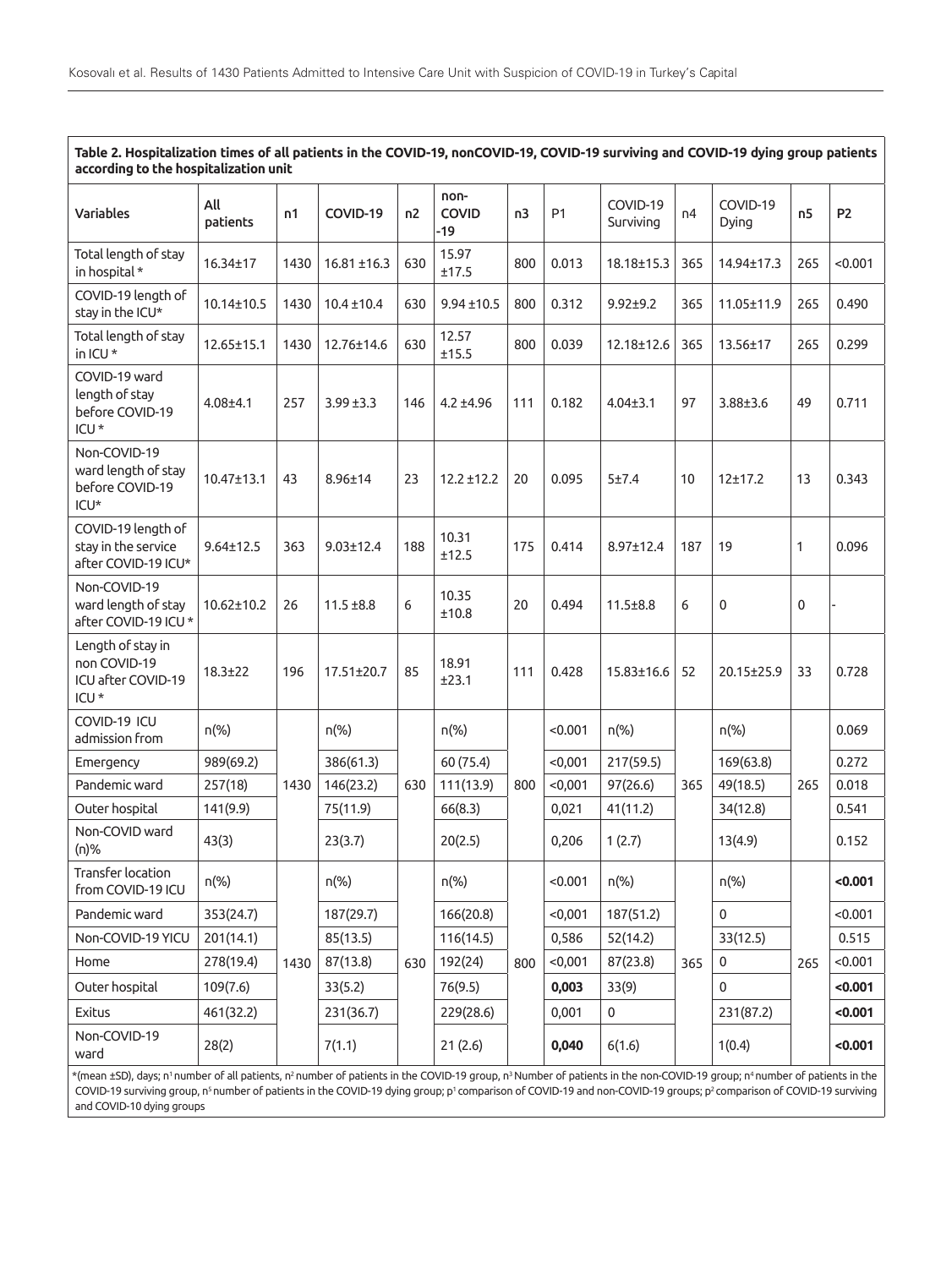**Table 2. Hospitalization times of all patients in the COVID-19, nonCOVID-19, COVID-19 surviving and COVID-19 dying group patients according to the hospitalization unit**

| Variables | All patients | n1 | COVID-19 | n2 | non-COVID-19 | n3 | P1 | COVID-19 Surviving | n4 | COVID-19 Dying | n5 | P2 |
|---|---|---|---|---|---|---|---|---|---|---|---|---|
| Total length of stay in hospital * | 16.34±17 | 1430 | 16.81 ±16.3 | 630 | 15.97 ±17.5 | 800 | 0.013 | 18.18±15.3 | 365 | 14.94±17.3 | 265 | <0.001 |
| COVID-19 length of stay in the ICU* | 10.14±10.5 | 1430 | 10.4 ±10.4 | 630 | 9.94 ±10.5 | 800 | 0.312 | 9.92±9.2 | 365 | 11.05±11.9 | 265 | 0.490 |
| Total length of stay in ICU * | 12.65±15.1 | 1430 | 12.76±14.6 | 630 | 12.57 ±15.5 | 800 | 0.039 | 12.18±12.6 | 365 | 13.56±17 | 265 | 0.299 |
| COVID-19 ward length of stay before COVID-19 ICU * | 4.08±4.1 | 257 | 3.99 ±3.3 | 146 | 4.2 ±4.96 | 111 | 0.182 | 4.04±3.1 | 97 | 3.88±3.6 | 49 | 0.711 |
| Non-COVID-19 ward length of stay before COVID-19 ICU* | 10.47±13.1 | 43 | 8.96±14 | 23 | 12.2 ±12.2 | 20 | 0.095 | 5±7.4 | 10 | 12±17.2 | 13 | 0.343 |
| COVID-19 length of stay in the service after COVID-19 ICU* | 9.64±12.5 | 363 | 9.03±12.4 | 188 | 10.31 ±12.5 | 175 | 0.414 | 8.97±12.4 | 187 | 19 | 1 | 0.096 |
| Non-COVID-19 ward length of stay after COVID-19 ICU * | 10.62±10.2 | 26 | 11.5 ±8.8 | 6 | 10.35 ±10.8 | 20 | 0.494 | 11.5±8.8 | 6 | 0 | 0 | - |
| Length of stay in non COVID-19 ICU after COVID-19 ICU * | 18.3±22 | 196 | 17.51±20.7 | 85 | 18.91 ±23.1 | 111 | 0.428 | 15.83±16.6 | 52 | 20.15±25.9 | 33 | 0.728 |
| COVID-19 ICU admission from | n(%) | | n(%) | | n(%) | | <0.001 | n(%) | | n(%) | | 0.069 |
| Emergency | 989(69.2) | 1430 | 386(61.3) | 630 | 60 (75.4) | 800 | <0,001 | 217(59.5) | 365 | 169(63.8) | 265 | 0.272 |
| Pandemic ward | 257(18) | | 146(23.2) | | 111(13.9) | | <0,001 | 97(26.6) | | 49(18.5) | | 0.018 |
| Outer hospital | 141(9.9) | | 75(11.9) | | 66(8.3) | | 0,021 | 41(11.2) | | 34(12.8) | | 0.541 |
| Non-COVID ward (n)% | 43(3) | | 23(3.7) | | 20(2.5) | | 0,206 | 1 (2.7) | | 13(4.9) | | 0.152 |
| Transfer location from COVID-19 ICU | n(%) | | n(%) | | n(%) | | <0.001 | n(%) | | n(%) | | **<0.001** |
| Pandemic ward | 353(24.7) | 1430 | 187(29.7) | 630 | 166(20.8) | 800 | <0,001 | 187(51.2) | 365 | 0 | 265 | <0.001 |
| Non-COVID-19 YICU | 201(14.1) | | 85(13.5) | | 116(14.5) | | 0,586 | 52(14.2) | | 33(12.5) | | 0.515 |
| Home | 278(19.4) | | 87(13.8) | | 192(24) | | <0,001 | 87(23.8) | | 0 | | <0.001 |
| Outer hospital | 109(7.6) | | 33(5.2) | | 76(9.5) | | **0,003** | 33(9) | | 0 | | **<0.001** |
| Exitus | 461(32.2) | | 231(36.7) | | 229(28.6) | | 0,001 | 0 | | 231(87.2) | | **<0.001** |
| Non-COVID-19 ward | 28(2) | | 7(1.1) | | 21 (2.6) | | **0,040** | 6(1.6) | | 1(0.4) | | **<0.001** |

*(mean ±SD), days; n[1] number of all patients, n[2] number of patients in the COVID-19 group, n[3] Number of patients in the non-COVID-19 group; n[4] number of patients in the COVID-19 surviving group, n[5] number of patients in the COVID-19 dying group; p[1] comparison of COVID-19 and non-COVID-19 groups; p[2] comparison of COVID-19 surviving and COVID-10 dying groups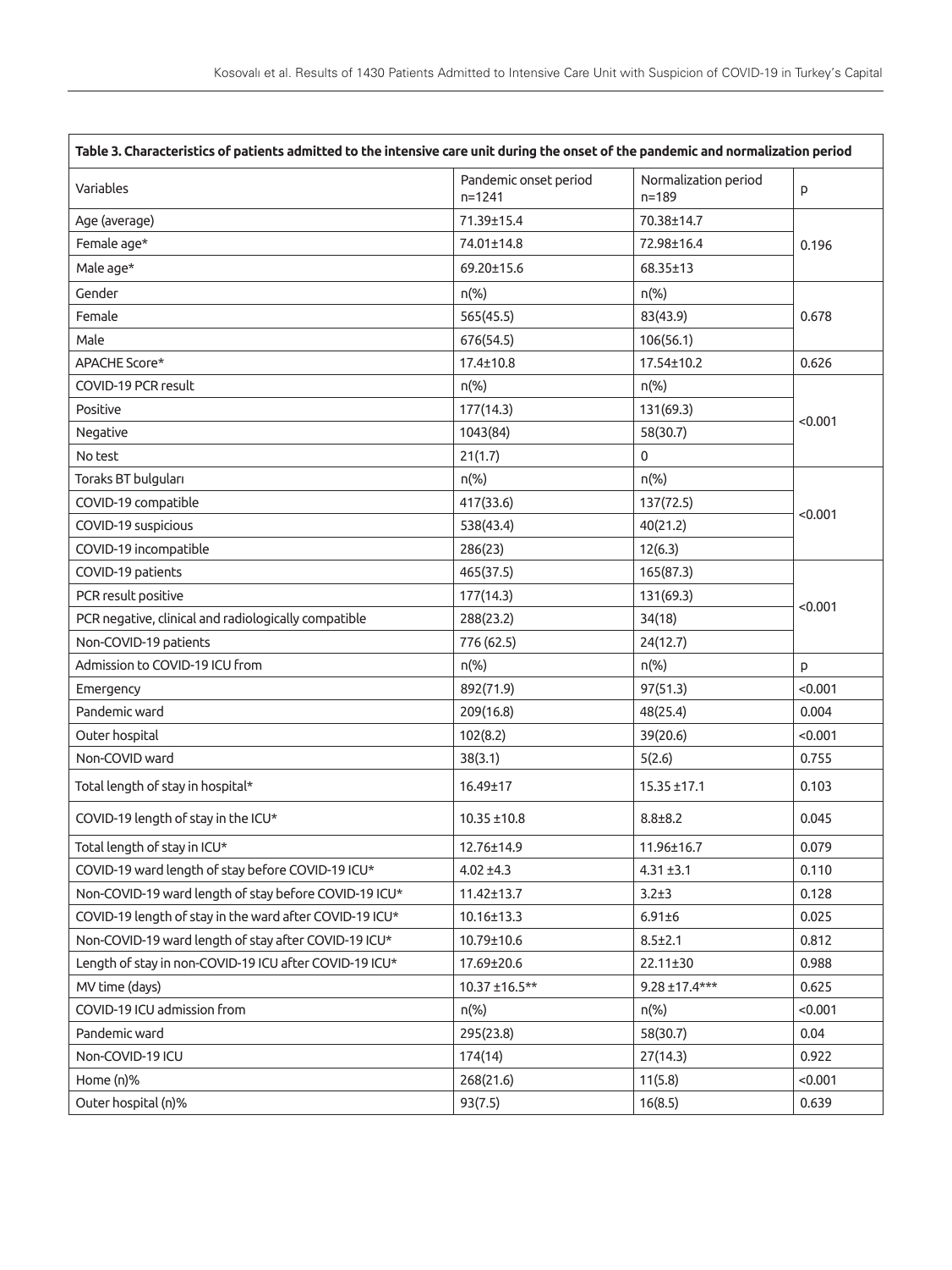**Table 3. Characteristics of patients admitted to the intensive care unit during the onset of the pandemic and normalization period**

| Variables | Pandemic onset period n=1241 | Normalization period n=189 | p |
|---|---|---|---|
| Age (average) | 71.39±15.4 | 70.38±14.7 | 0.196 |
| Female age* | 74.01±14.8 | 72.98±16.4 | |
| Male age* | 69.20±15.6 | 68.35±13 | |
| Gender | n(%) | n(%) | 0.678 |
| Female | 565(45.5) | 83(43.9) | |
| Male | 676(54.5) | 106(56.1) | |
| APACHE Score* | 17.4±10.8 | 17.54±10.2 | 0.626 |
| COVID-19 PCR result | n(%) | n(%) | <0.001 |
| Positive | 177(14.3) | 131(69.3) | |
| Negative | 1043(84) | 58(30.7) | |
| No test | 21(1.7) | 0 | |
| Toraks BT bulguları | n(%) | n(%) | <0.001 |
| COVID-19 compatible | 417(33.6) | 137(72.5) | |
| COVID-19 suspicious | 538(43.4) | 40(21.2) | |
| COVID-19 incompatible | 286(23) | 12(6.3) | |
| COVID-19 patients | 465(37.5) | 165(87.3) | <0.001 |
| PCR result positive | 177(14.3) | 131(69.3) | |
| PCR negative, clinical and radiologically compatible | 288(23.2) | 34(18) | |
| Non-COVID-19 patients | 776 (62.5) | 24(12.7) | |
| Admission to COVID-19 ICU from | n(%) | n(%) | p |
| Emergency | 892(71.9) | 97(51.3) | <0.001 |
| Pandemic ward | 209(16.8) | 48(25.4) | 0.004 |
| Outer hospital | 102(8.2) | 39(20.6) | <0.001 |
| Non-COVID ward | 38(3.1) | 5(2.6) | 0.755 |
| Total length of stay in hospital* | 16.49±17 | 15.35 ±17.1 | 0.103 |
| COVID-19 length of stay in the ICU* | 10.35 ±10.8 | 8.8±8.2 | 0.045 |
| Total length of stay in ICU* | 12.76±14.9 | 11.96±16.7 | 0.079 |
| COVID-19 ward length of stay before COVID-19 ICU* | 4.02 ±4.3 | 4.31 ±3.1 | 0.110 |
| Non-COVID-19 ward length of stay before COVID-19 ICU* | 11.42±13.7 | 3.2±3 | 0.128 |
| COVID-19 length of stay in the ward after COVID-19 ICU* | 10.16±13.3 | 6.91±6 | 0.025 |
| Non-COVID-19 ward length of stay after COVID-19 ICU* | 10.79±10.6 | 8.5±2.1 | 0.812 |
| Length of stay in non-COVID-19 ICU after COVID-19 ICU* | 17.69±20.6 | 22.11±30 | 0.988 |
| MV time (days) | 10.37 ±16.5** | 9.28 ±17.4*** | 0.625 |
| COVID-19 ICU admission from | n(%) | n(%) | <0.001 |
| Pandemic ward | 295(23.8) | 58(30.7) | 0.04 |
| Non-COVID-19 ICU | 174(14) | 27(14.3) | 0.922 |
| Home (n)% | 268(21.6) | 11(5.8) | <0.001 |
| Outer hospital (n)% | 93(7.5) | 16(8.5) | 0.639 |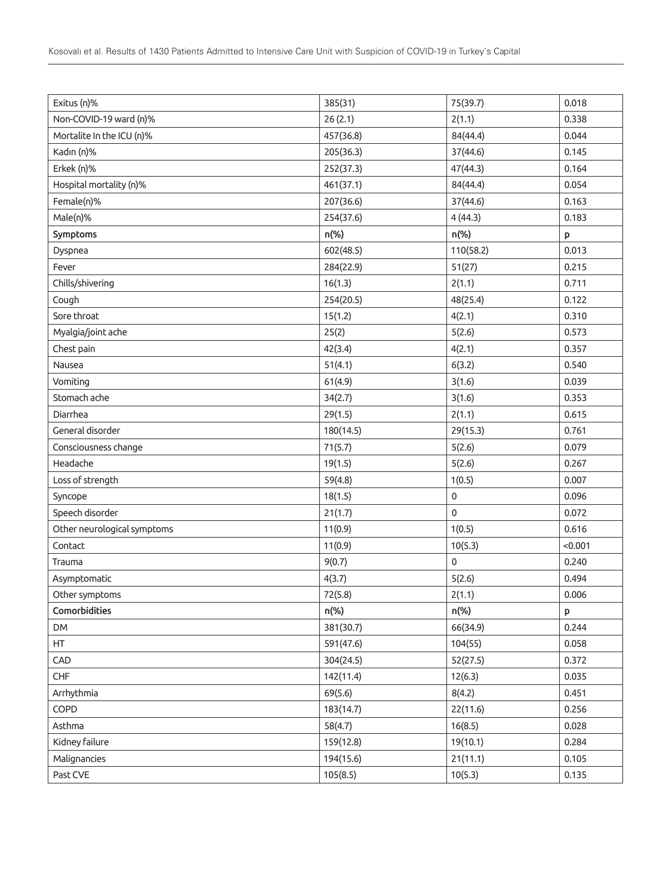| Exitus (n)% | 385(31) | 75(39.7) | 0.018 |
|---|---|---|---|
| Non-COVID-19 ward (n)% | 26 (2.1) | 2(1.1) | 0.338 |
| Mortalite In the ICU (n)% | 457(36.8) | 84(44.4) | 0.044 |
| Kadın (n)% | 205(36.3) | 37(44.6) | 0.145 |
| Erkek (n)% | 252(37.3) | 47(44.3) | 0.164 |
| Hospital mortality (n)% | 461(37.1) | 84(44.4) | 0.054 |
| Female(n)% | 207(36.6) | 37(44.6) | 0.163 |
| Male(n)% | 254(37.6) | 4 (44.3) | 0.183 |
| **Symptoms** | **n(%)** | **n(%)** | **p** |
| Dyspnea | 602(48.5) | 110(58.2) | 0.013 |
| Fever | 284(22.9) | 51(27) | 0.215 |
| Chills/shivering | 16(1.3) | 2(1.1) | 0.711 |
| Cough | 254(20.5) | 48(25.4) | 0.122 |
| Sore throat | 15(1.2) | 4(2.1) | 0.310 |
| Myalgia/joint ache | 25(2) | 5(2.6) | 0.573 |
| Chest pain | 42(3.4) | 4(2.1) | 0.357 |
| Nausea | 51(4.1) | 6(3.2) | 0.540 |
| Vomiting | 61(4.9) | 3(1.6) | 0.039 |
| Stomach ache | 34(2.7) | 3(1.6) | 0.353 |
| Diarrhea | 29(1.5) | 2(1.1) | 0.615 |
| General disorder | 180(14.5) | 29(15.3) | 0.761 |
| Consciousness change | 71(5.7) | 5(2.6) | 0.079 |
| Headache | 19(1.5) | 5(2.6) | 0.267 |
| Loss of strength | 59(4.8) | 1(0.5) | 0.007 |
| Syncope | 18(1.5) | 0 | 0.096 |
| Speech disorder | 21(1.7) | 0 | 0.072 |
| Other neurological symptoms | 11(0.9) | 1(0.5) | 0.616 |
| Contact | 11(0.9) | 10(5.3) | <0.001 |
| Trauma | 9(0.7) | 0 | 0.240 |
| Asymptomatic | 4(3.7) | 5(2.6) | 0.494 |
| Other symptoms | 72(5.8) | 2(1.1) | 0.006 |
| **Comorbidities** | **n(%)** | **n(%)** | **p** |
| DM | 381(30.7) | 66(34.9) | 0.244 |
| HT | 591(47.6) | 104(55) | 0.058 |
| CAD | 304(24.5) | 52(27.5) | 0.372 |
| CHF | 142(11.4) | 12(6.3) | 0.035 |
| Arrhythmia | 69(5.6) | 8(4.2) | 0.451 |
| COPD | 183(14.7) | 22(11.6) | 0.256 |
| Asthma | 58(4.7) | 16(8.5) | 0.028 |
| Kidney failure | 159(12.8) | 19(10.1) | 0.284 |
| Malignancies | 194(15.6) | 21(11.1) | 0.105 |
| Past CVE | 105(8.5) | 10(5.3) | 0.135 |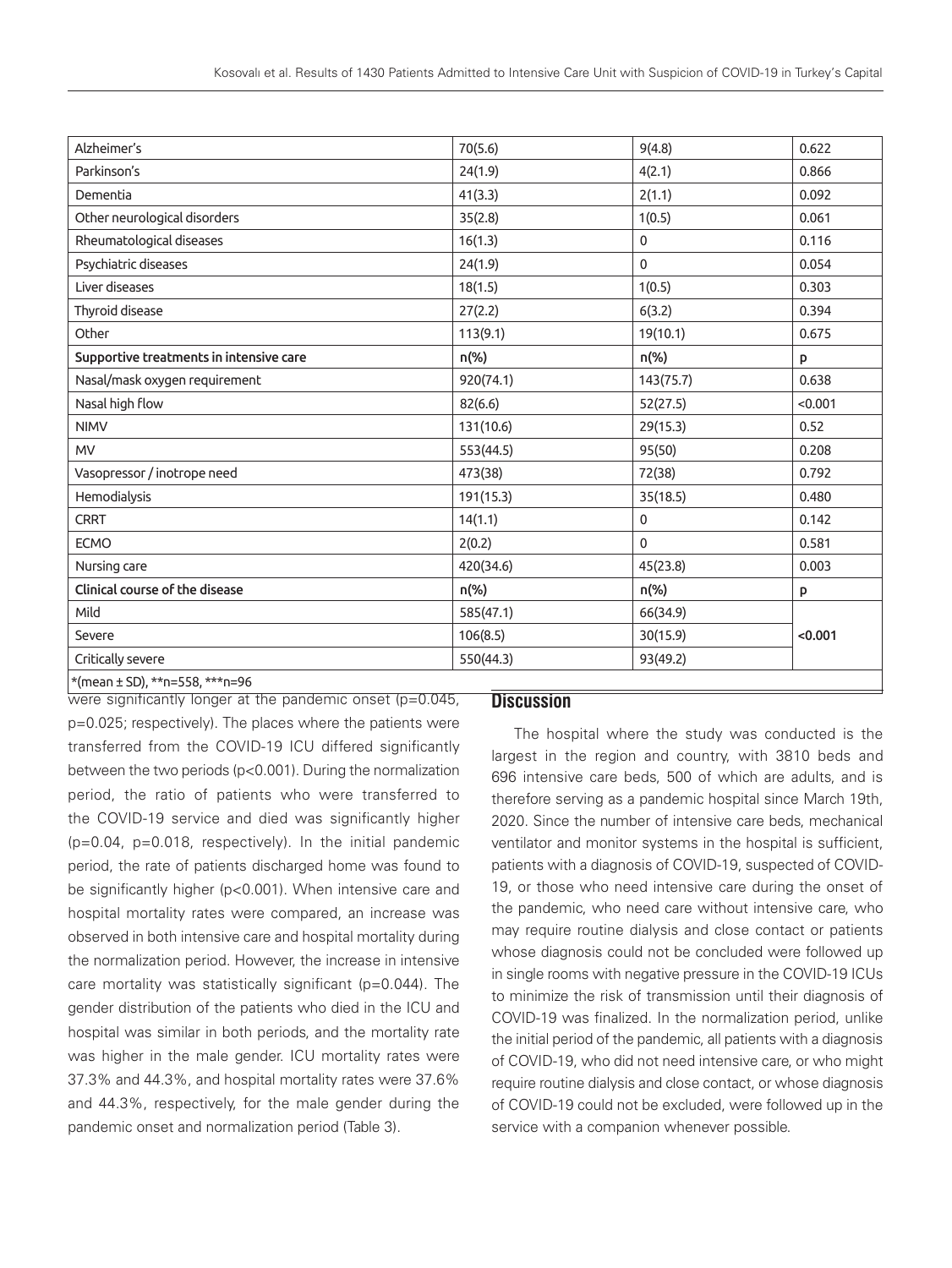| Alzheimer's | 70(5.6) | 9(4.8) | 0.622 |
|---|---|---|---|
| Parkinson's | 24(1.9) | 4(2.1) | 0.866 |
| Dementia | 41(3.3) | 2(1.1) | 0.092 |
| Other neurological disorders | 35(2.8) | 1(0.5) | 0.061 |
| Rheumatological diseases | 16(1.3) | 0 | 0.116 |
| Psychiatric diseases | 24(1.9) | 0 | 0.054 |
| Liver diseases | 18(1.5) | 1(0.5) | 0.303 |
| Thyroid disease | 27(2.2) | 6(3.2) | 0.394 |
| Other | 113(9.1) | 19(10.1) | 0.675 |
| **Supportive treatments in intensive care** | **n(%)** | **n(%)** | **p** |
| Nasal/mask oxygen requirement | 920(74.1) | 143(75.7) | 0.638 |
| Nasal high flow | 82(6.6) | 52(27.5) | <0.001 |
| NIMV | 131(10.6) | 29(15.3) | 0.52 |
| MV | 553(44.5) | 95(50) | 0.208 |
| Vasopressor / inotrope need | 473(38) | 72(38) | 0.792 |
| Hemodialysis | 191(15.3) | 35(18.5) | 0.480 |
| CRRT | 14(1.1) | 0 | 0.142 |
| ECMO | 2(0.2) | 0 | 0.581 |
| Nursing care | 420(34.6) | 45(23.8) | 0.003 |
| **Clinical course of the disease** | **n(%)** | **n(%)** | **p** |
| Mild | 585(47.1) | 66(34.9) | |
| Severe | 106(8.5) | 30(15.9) | **<0.001** |
| Critically severe | 550(44.3) | 93(49.2) | |

*(mean ± SD), **n=558, ***n=96

were significantly longer at the pandemic onset (p=0.045, p=0.025; respectively). The places where the patients were transferred from the COVID-19 ICU differed significantly between the two periods (p<0.001). During the normalization period, the ratio of patients who were transferred to the COVID-19 service and died was significantly higher (p=0.04, p=0.018, respectively). In the initial pandemic period, the rate of patients discharged home was found to be significantly higher (p<0.001). When intensive care and hospital mortality rates were compared, an increase was observed in both intensive care and hospital mortality during the normalization period. However, the increase in intensive care mortality was statistically significant (p=0.044). The gender distribution of the patients who died in the ICU and hospital was similar in both periods, and the mortality rate was higher in the male gender. ICU mortality rates were 37.3% and 44.3%, and hospital mortality rates were 37.6% and 44.3%, respectively, for the male gender during the pandemic onset and normalization period (Table 3).

## Discussion

The hospital where the study was conducted is the largest in the region and country, with 3810 beds and 696 intensive care beds, 500 of which are adults, and is therefore serving as a pandemic hospital since March 19th, 2020. Since the number of intensive care beds, mechanical ventilator and monitor systems in the hospital is sufficient, patients with a diagnosis of COVID-19, suspected of COVID-19, or those who need intensive care during the onset of the pandemic, who need care without intensive care, who may require routine dialysis and close contact or patients whose diagnosis could not be concluded were followed up in single rooms with negative pressure in the COVID-19 ICUs to minimize the risk of transmission until their diagnosis of COVID-19 was finalized. In the normalization period, unlike the initial period of the pandemic, all patients with a diagnosis of COVID-19, who did not need intensive care, or who might require routine dialysis and close contact, or whose diagnosis of COVID-19 could not be excluded, were followed up in the service with a companion whenever possible.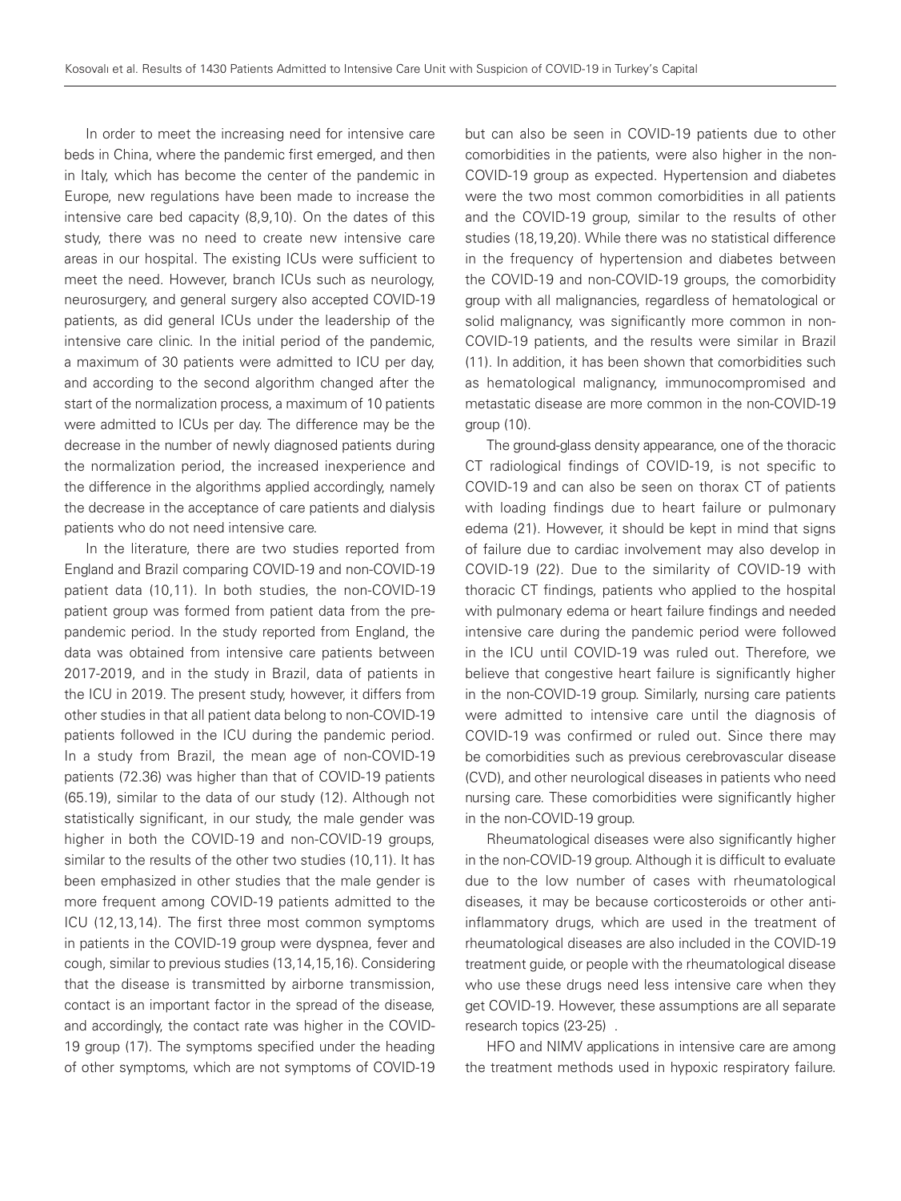In order to meet the increasing need for intensive care beds in China, where the pandemic first emerged, and then in Italy, which has become the center of the pandemic in Europe, new regulations have been made to increase the intensive care bed capacity (8,9,10). On the dates of this study, there was no need to create new intensive care areas in our hospital. The existing ICUs were sufficient to meet the need. However, branch ICUs such as neurology, neurosurgery, and general surgery also accepted COVID-19 patients, as did general ICUs under the leadership of the intensive care clinic. In the initial period of the pandemic, a maximum of 30 patients were admitted to ICU per day, and according to the second algorithm changed after the start of the normalization process, a maximum of 10 patients were admitted to ICUs per day. The difference may be the decrease in the number of newly diagnosed patients during the normalization period, the increased inexperience and the difference in the algorithms applied accordingly, namely the decrease in the acceptance of care patients and dialysis patients who do not need intensive care.

In the literature, there are two studies reported from England and Brazil comparing COVID-19 and non-COVID-19 patient data (10,11). In both studies, the non-COVID-19 patient group was formed from patient data from the pre-pandemic period. In the study reported from England, the data was obtained from intensive care patients between 2017-2019, and in the study in Brazil, data of patients in the ICU in 2019. The present study, however, it differs from other studies in that all patient data belong to non-COVID-19 patients followed in the ICU during the pandemic period. In a study from Brazil, the mean age of non-COVID-19 patients (72.36) was higher than that of COVID-19 patients (65.19), similar to the data of our study (12). Although not statistically significant, in our study, the male gender was higher in both the COVID-19 and non-COVID-19 groups, similar to the results of the other two studies (10,11). It has been emphasized in other studies that the male gender is more frequent among COVID-19 patients admitted to the ICU (12,13,14). The first three most common symptoms in patients in the COVID-19 group were dyspnea, fever and cough, similar to previous studies (13,14,15,16). Considering that the disease is transmitted by airborne transmission, contact is an important factor in the spread of the disease, and accordingly, the contact rate was higher in the COVID-19 group (17). The symptoms specified under the heading of other symptoms, which are not symptoms of COVID-19 but can also be seen in COVID-19 patients due to other comorbidities in the patients, were also higher in the non-COVID-19 group as expected. Hypertension and diabetes were the two most common comorbidities in all patients and the COVID-19 group, similar to the results of other studies (18,19,20). While there was no statistical difference in the frequency of hypertension and diabetes between the COVID-19 and non-COVID-19 groups, the comorbidity group with all malignancies, regardless of hematological or solid malignancy, was significantly more common in non-COVID-19 patients, and the results were similar in Brazil (11). In addition, it has been shown that comorbidities such as hematological malignancy, immunocompromised and metastatic disease are more common in the non-COVID-19 group (10).

The ground-glass density appearance, one of the thoracic CT radiological findings of COVID-19, is not specific to COVID-19 and can also be seen on thorax CT of patients with loading findings due to heart failure or pulmonary edema (21). However, it should be kept in mind that signs of failure due to cardiac involvement may also develop in COVID-19 (22). Due to the similarity of COVID-19 with thoracic CT findings, patients who applied to the hospital with pulmonary edema or heart failure findings and needed intensive care during the pandemic period were followed in the ICU until COVID-19 was ruled out. Therefore, we believe that congestive heart failure is significantly higher in the non-COVID-19 group. Similarly, nursing care patients were admitted to intensive care until the diagnosis of COVID-19 was confirmed or ruled out. Since there may be comorbidities such as previous cerebrovascular disease (CVD), and other neurological diseases in patients who need nursing care. These comorbidities were significantly higher in the non-COVID-19 group.

Rheumatological diseases were also significantly higher in the non-COVID-19 group. Although it is difficult to evaluate due to the low number of cases with rheumatological diseases, it may be because corticosteroids or other anti-inflammatory drugs, which are used in the treatment of rheumatological diseases are also included in the COVID-19 treatment guide, or people with the rheumatological disease who use these drugs need less intensive care when they get COVID-19. However, these assumptions are all separate research topics (23-25) .

HFO and NIMV applications in intensive care are among the treatment methods used in hypoxic respiratory failure.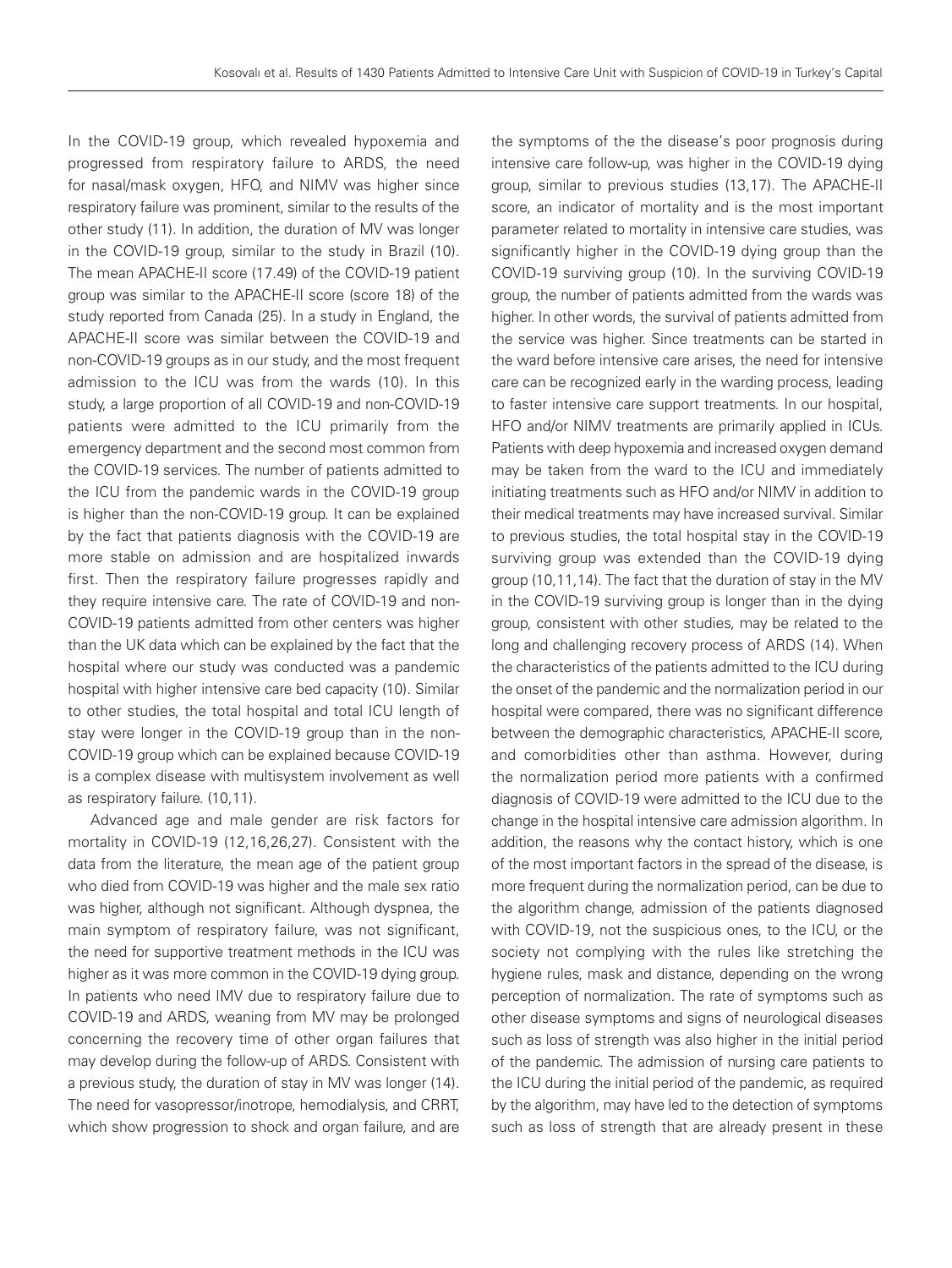In the COVID-19 group, which revealed hypoxemia and progressed from respiratory failure to ARDS, the need for nasal/mask oxygen, HFO, and NIMV was higher since respiratory failure was prominent, similar to the results of the other study (11). In addition, the duration of MV was longer in the COVID-19 group, similar to the study in Brazil (10). The mean APACHE-II score (17.49) of the COVID-19 patient group was similar to the APACHE-II score (score 18) of the study reported from Canada (25). In a study in England, the APACHE-II score was similar between the COVID-19 and non-COVID-19 groups as in our study, and the most frequent admission to the ICU was from the wards (10). In this study, a large proportion of all COVID-19 and non-COVID-19 patients were admitted to the ICU primarily from the emergency department and the second most common from the COVID-19 services. The number of patients admitted to the ICU from the pandemic wards in the COVID-19 group is higher than the non-COVID-19 group. It can be explained by the fact that patients diagnosis with the COVID-19 are more stable on admission and are hospitalized inwards first. Then the respiratory failure progresses rapidly and they require intensive care. The rate of COVID-19 and non-COVID-19 patients admitted from other centers was higher than the UK data which can be explained by the fact that the hospital where our study was conducted was a pandemic hospital with higher intensive care bed capacity (10). Similar to other studies, the total hospital and total ICU length of stay were longer in the COVID-19 group than in the non-COVID-19 group which can be explained because COVID-19 is a complex disease with multisystem involvement as well as respiratory failure. (10,11).

Advanced age and male gender are risk factors for mortality in COVID-19 (12,16,26,27). Consistent with the data from the literature, the mean age of the patient group who died from COVID-19 was higher and the male sex ratio was higher, although not significant. Although dyspnea, the main symptom of respiratory failure, was not significant, the need for supportive treatment methods in the ICU was higher as it was more common in the COVID-19 dying group. In patients who need IMV due to respiratory failure due to COVID-19 and ARDS, weaning from MV may be prolonged concerning the recovery time of other organ failures that may develop during the follow-up of ARDS. Consistent with a previous study, the duration of stay in MV was longer (14). The need for vasopressor/inotrope, hemodialysis, and CRRT, which show progression to shock and organ failure, and are the symptoms of the the disease's poor prognosis during intensive care follow-up, was higher in the COVID-19 dying group, similar to previous studies (13,17). The APACHE-II score, an indicator of mortality and is the most important parameter related to mortality in intensive care studies, was significantly higher in the COVID-19 dying group than the COVID-19 surviving group (10). In the surviving COVID-19 group, the number of patients admitted from the wards was higher. In other words, the survival of patients admitted from the service was higher. Since treatments can be started in the ward before intensive care arises, the need for intensive care can be recognized early in the warding process, leading to faster intensive care support treatments. In our hospital, HFO and/or NIMV treatments are primarily applied in ICUs. Patients with deep hypoxemia and increased oxygen demand may be taken from the ward to the ICU and immediately initiating treatments such as HFO and/or NIMV in addition to their medical treatments may have increased survival. Similar to previous studies, the total hospital stay in the COVID-19 surviving group was extended than the COVID-19 dying group (10,11,14). The fact that the duration of stay in the MV in the COVID-19 surviving group is longer than in the dying group, consistent with other studies, may be related to the long and challenging recovery process of ARDS (14). When the characteristics of the patients admitted to the ICU during the onset of the pandemic and the normalization period in our hospital were compared, there was no significant difference between the demographic characteristics, APACHE-II score, and comorbidities other than asthma. However, during the normalization period more patients with a confirmed diagnosis of COVID-19 were admitted to the ICU due to the change in the hospital intensive care admission algorithm. In addition, the reasons why the contact history, which is one of the most important factors in the spread of the disease, is more frequent during the normalization period, can be due to the algorithm change, admission of the patients diagnosed with COVID-19, not the suspicious ones, to the ICU, or the society not complying with the rules like stretching the hygiene rules, mask and distance, depending on the wrong perception of normalization. The rate of symptoms such as other disease symptoms and signs of neurological diseases such as loss of strength was also higher in the initial period of the pandemic. The admission of nursing care patients to the ICU during the initial period of the pandemic, as required by the algorithm, may have led to the detection of symptoms such as loss of strength that are already present in these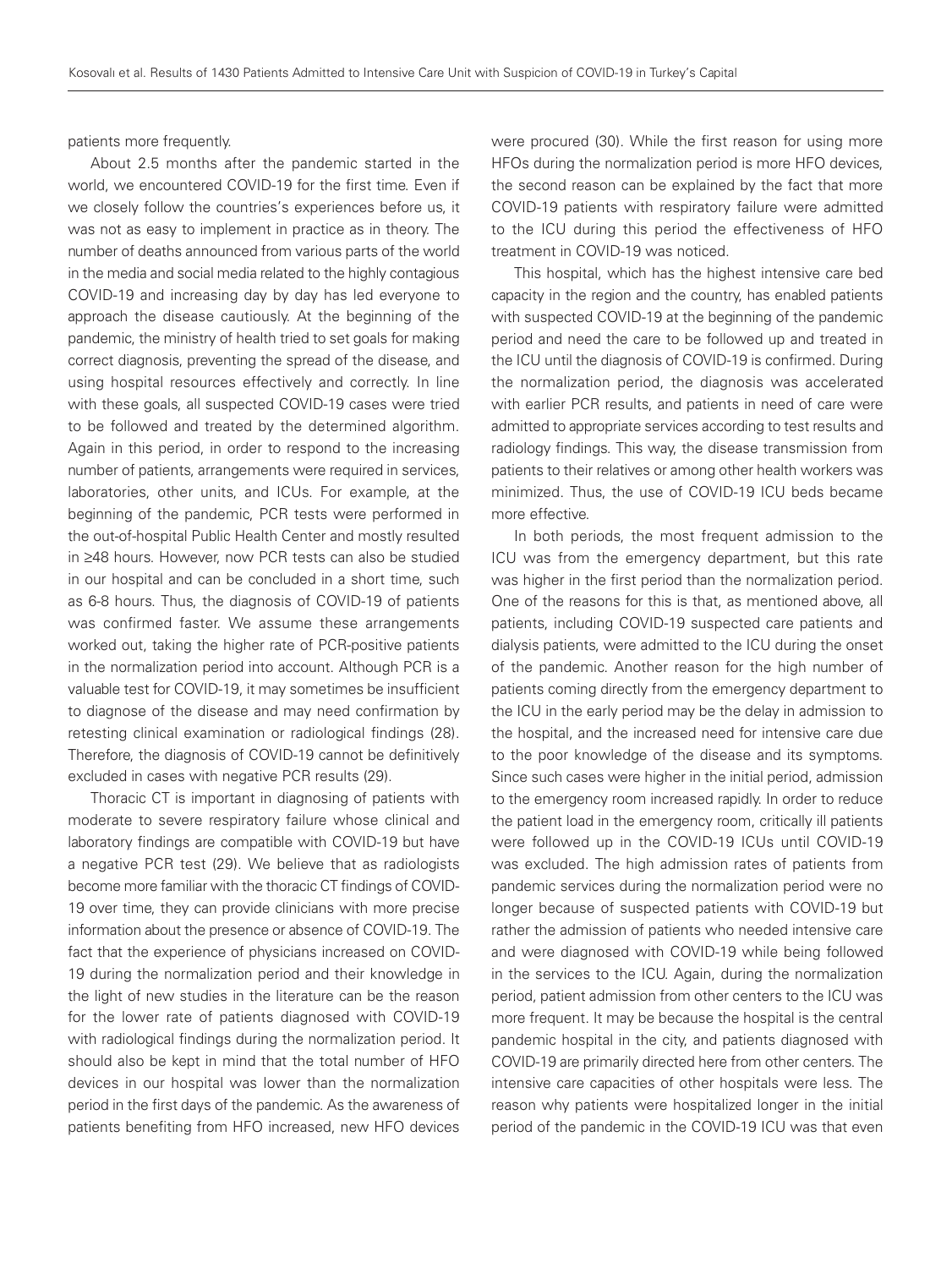patients more frequently.

About 2.5 months after the pandemic started in the world, we encountered COVID-19 for the first time. Even if we closely follow the countries's experiences before us, it was not as easy to implement in practice as in theory. The number of deaths announced from various parts of the world in the media and social media related to the highly contagious COVID-19 and increasing day by day has led everyone to approach the disease cautiously. At the beginning of the pandemic, the ministry of health tried to set goals for making correct diagnosis, preventing the spread of the disease, and using hospital resources effectively and correctly. In line with these goals, all suspected COVID-19 cases were tried to be followed and treated by the determined algorithm. Again in this period, in order to respond to the increasing number of patients, arrangements were required in services, laboratories, other units, and ICUs. For example, at the beginning of the pandemic, PCR tests were performed in the out-of-hospital Public Health Center and mostly resulted in ≥48 hours. However, now PCR tests can also be studied in our hospital and can be concluded in a short time, such as 6-8 hours. Thus, the diagnosis of COVID-19 of patients was confirmed faster. We assume these arrangements worked out, taking the higher rate of PCR-positive patients in the normalization period into account. Although PCR is a valuable test for COVID-19, it may sometimes be insufficient to diagnose of the disease and may need confirmation by retesting clinical examination or radiological findings (28). Therefore, the diagnosis of COVID-19 cannot be definitively excluded in cases with negative PCR results (29).

Thoracic CT is important in diagnosing of patients with moderate to severe respiratory failure whose clinical and laboratory findings are compatible with COVID-19 but have a negative PCR test (29). We believe that as radiologists become more familiar with the thoracic CT findings of COVID-19 over time, they can provide clinicians with more precise information about the presence or absence of COVID-19. The fact that the experience of physicians increased on COVID-19 during the normalization period and their knowledge in the light of new studies in the literature can be the reason for the lower rate of patients diagnosed with COVID-19 with radiological findings during the normalization period. It should also be kept in mind that the total number of HFO devices in our hospital was lower than the normalization period in the first days of the pandemic. As the awareness of patients benefiting from HFO increased, new HFO devices were procured (30). While the first reason for using more HFOs during the normalization period is more HFO devices, the second reason can be explained by the fact that more COVID-19 patients with respiratory failure were admitted to the ICU during this period the effectiveness of HFO treatment in COVID-19 was noticed.

This hospital, which has the highest intensive care bed capacity in the region and the country, has enabled patients with suspected COVID-19 at the beginning of the pandemic period and need the care to be followed up and treated in the ICU until the diagnosis of COVID-19 is confirmed. During the normalization period, the diagnosis was accelerated with earlier PCR results, and patients in need of care were admitted to appropriate services according to test results and radiology findings. This way, the disease transmission from patients to their relatives or among other health workers was minimized. Thus, the use of COVID-19 ICU beds became more effective.

In both periods, the most frequent admission to the ICU was from the emergency department, but this rate was higher in the first period than the normalization period. One of the reasons for this is that, as mentioned above, all patients, including COVID-19 suspected care patients and dialysis patients, were admitted to the ICU during the onset of the pandemic. Another reason for the high number of patients coming directly from the emergency department to the ICU in the early period may be the delay in admission to the hospital, and the increased need for intensive care due to the poor knowledge of the disease and its symptoms. Since such cases were higher in the initial period, admission to the emergency room increased rapidly. In order to reduce the patient load in the emergency room, critically ill patients were followed up in the COVID-19 ICUs until COVID-19 was excluded. The high admission rates of patients from pandemic services during the normalization period were no longer because of suspected patients with COVID-19 but rather the admission of patients who needed intensive care and were diagnosed with COVID-19 while being followed in the services to the ICU. Again, during the normalization period, patient admission from other centers to the ICU was more frequent. It may be because the hospital is the central pandemic hospital in the city, and patients diagnosed with COVID-19 are primarily directed here from other centers. The intensive care capacities of other hospitals were less. The reason why patients were hospitalized longer in the initial period of the pandemic in the COVID-19 ICU was that even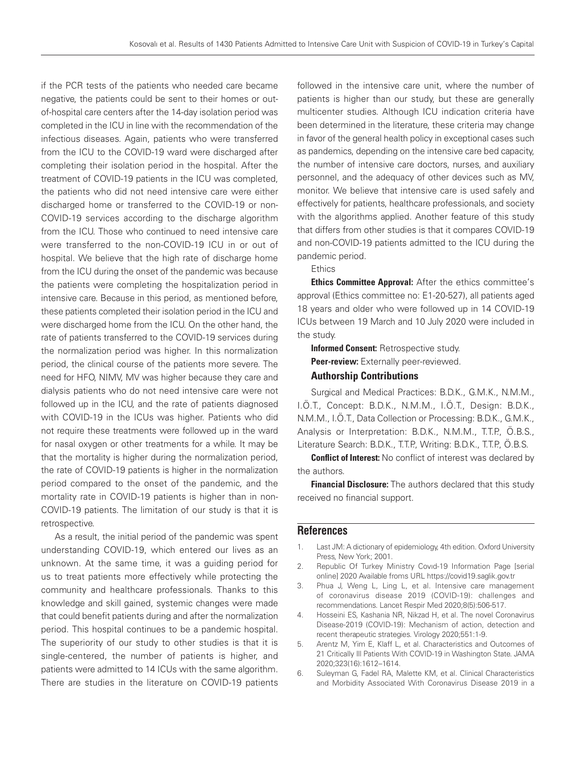if the PCR tests of the patients who needed care became negative, the patients could be sent to their homes or out-of-hospital care centers after the 14-day isolation period was completed in the ICU in line with the recommendation of the infectious diseases. Again, patients who were transferred from the ICU to the COVID-19 ward were discharged after completing their isolation period in the hospital. After the treatment of COVID-19 patients in the ICU was completed, the patients who did not need intensive care were either discharged home or transferred to the COVID-19 or non-COVID-19 services according to the discharge algorithm from the ICU. Those who continued to need intensive care were transferred to the non-COVID-19 ICU in or out of hospital. We believe that the high rate of discharge home from the ICU during the onset of the pandemic was because the patients were completing the hospitalization period in intensive care. Because in this period, as mentioned before, these patients completed their isolation period in the ICU and were discharged home from the ICU. On the other hand, the rate of patients transferred to the COVID-19 services during the normalization period was higher. In this normalization period, the clinical course of the patients more severe. The need for HFO, NIMV, MV was higher because they care and dialysis patients who do not need intensive care were not followed up in the ICU, and the rate of patients diagnosed with COVID-19 in the ICUs was higher. Patients who did not require these treatments were followed up in the ward for nasal oxygen or other treatments for a while. It may be that the mortality is higher during the normalization period, the rate of COVID-19 patients is higher in the normalization period compared to the onset of the pandemic, and the mortality rate in COVID-19 patients is higher than in non-COVID-19 patients. The limitation of our study is that it is retrospective.

As a result, the initial period of the pandemic was spent understanding COVID-19, which entered our lives as an unknown. At the same time, it was a guiding period for us to treat patients more effectively while protecting the community and healthcare professionals. Thanks to this knowledge and skill gained, systemic changes were made that could benefit patients during and after the normalization period. This hospital continues to be a pandemic hospital. The superiority of our study to other studies is that it is single-centered, the number of patients is higher, and patients were admitted to 14 ICUs with the same algorithm. There are studies in the literature on COVID-19 patients followed in the intensive care unit, where the number of patients is higher than our study, but these are generally multicenter studies. Although ICU indication criteria have been determined in the literature, these criteria may change in favor of the general health policy in exceptional cases such as pandemics, depending on the intensive care bed capacity, the number of intensive care doctors, nurses, and auxiliary personnel, and the adequacy of other devices such as MV, monitor. We believe that intensive care is used safely and effectively for patients, healthcare professionals, and society with the algorithms applied. Another feature of this study that differs from other studies is that it compares COVID-19 and non-COVID-19 patients admitted to the ICU during the pandemic period.

Ethics

**Ethics Committee Approval:** After the ethics committee's approval (Ethics committee no: E1-20-527), all patients aged 18 years and older who were followed up in 14 COVID-19 ICUs between 19 March and 10 July 2020 were included in the study.

**Informed Consent:** Retrospective study.

**Peer-review:** Externally peer-reviewed.

### Authorship Contributions

Surgical and Medical Practices: B.D.K., G.M.K., N.M.M., I.Ö.T., Concept: B.D.K., N.M.M., I.Ö.T., Design: B.D.K., N.M.M., I.Ö.T., Data Collection or Processing: B.D.K., G.M.K., Analysis or Interpretation: B.D.K., N.M.M., T.T.P., Ö.B.S., Literature Search: B.D.K., T.T.P., Writing: B.D.K., T.T.P., Ö.B.S.

**Conflict of Interest:** No conflict of interest was declared by the authors.

**Financial Disclosure:** The authors declared that this study received no financial support.

## References

1. Last JM: A dictionary of epidemiology, 4th edition. Oxford University Press, New York; 2001.
2. Republic Of Turkey Ministry Covıd-19 Information Page [serial online] 2020 Available froms URL https://covid19.saglik.gov.tr
3. Phua J, Weng L, Ling L, et al. Intensive care management of coronavirus disease 2019 (COVID-19): challenges and recommendations. Lancet Respir Med 2020;8(5):506-517.
4. Hosseini ES, Kashania NR, Nikzad H, et al. The novel Coronavirus Disease-2019 (COVID-19): Mechanism of action, detection and recent therapeutic strategies. Virology 2020;551:1-9.
5. Arentz M, Yim E, Klaff L, et al. Characteristics and Outcomes of 21 Critically Ill Patients With COVID-19 in Washington State. JAMA 2020;323(16):1612–1614.
6. Suleyman G, Fadel RA, Malette KM, et al. Clinical Characteristics and Morbidity Associated With Coronavirus Disease 2019 in a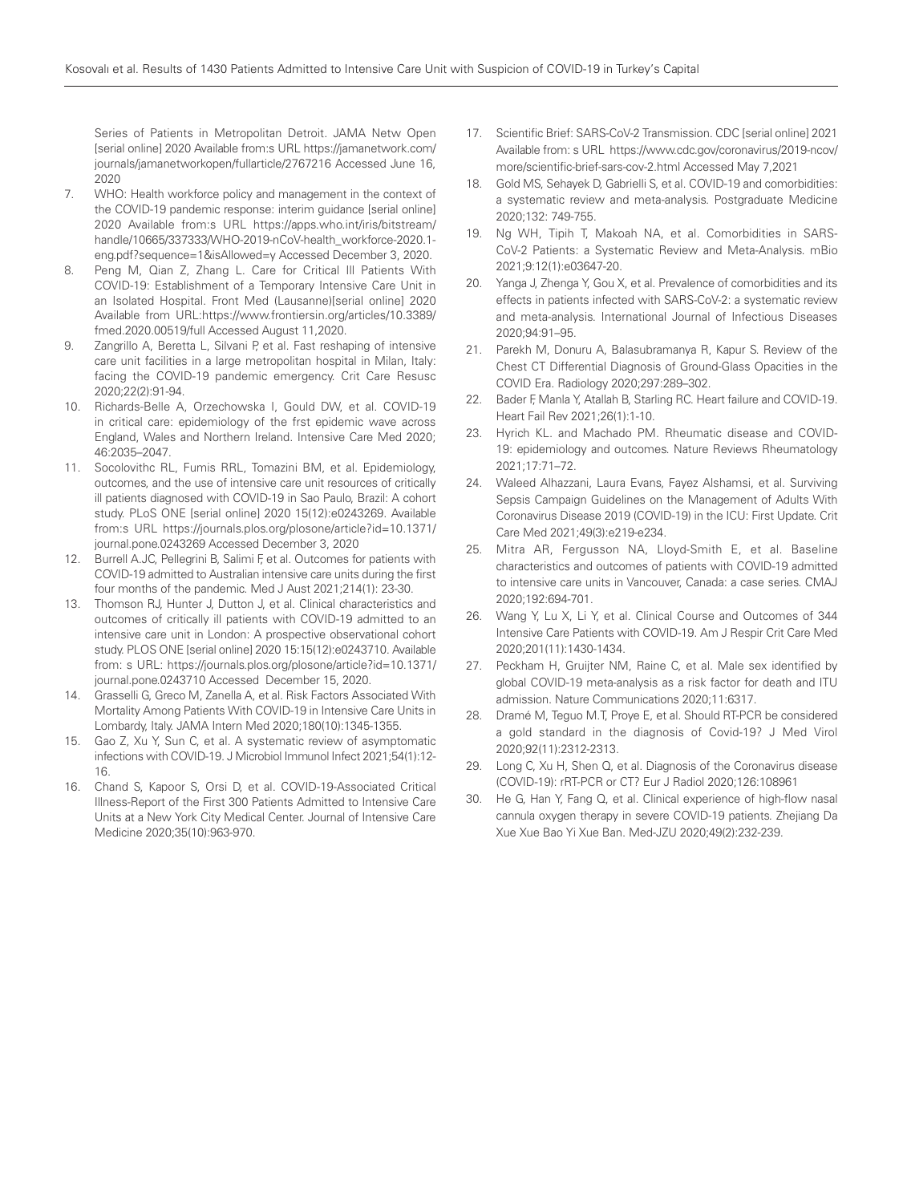Series of Patients in Metropolitan Detroit. JAMA Netw Open [serial online] 2020 Available from:s URL https://jamanetwork.com/journals/jamanetworkopen/fullarticle/2767216 Accessed June 16, 2020

7. WHO: Health workforce policy and management in the context of the COVID-19 pandemic response: interim guidance [serial online] 2020 Available from:s URL https://apps.who.int/iris/bitstream/handle/10665/337333/WHO-2019-nCoV-health_workforce-2020.1-eng.pdf?sequence=1&isAllowed=y Accessed December 3, 2020.
8. Peng M, Qian Z, Zhang L. Care for Critical Ill Patients With COVID-19: Establishment of a Temporary Intensive Care Unit in an Isolated Hospital. Front Med (Lausanne)[serial online] 2020 Available from URL:https://www.frontiersin.org/articles/10.3389/fmed.2020.00519/full Accessed August 11,2020.
9. Zangrillo A, Beretta L, Silvani P, et al. Fast reshaping of intensive care unit facilities in a large metropolitan hospital in Milan, Italy: facing the COVID-19 pandemic emergency. Crit Care Resusc 2020;22(2):91-94.
10. Richards-Belle A, Orzechowska I, Gould DW, et al. COVID-19 in critical care: epidemiology of the frst epidemic wave across England, Wales and Northern Ireland. Intensive Care Med 2020; 46:2035–2047.
11. Socolovithc RL, Fumis RRL, Tomazini BM, et al. Epidemiology, outcomes, and the use of intensive care unit resources of critically ill patients diagnosed with COVID-19 in Sao Paulo, Brazil: A cohort study. PLoS ONE [serial online] 2020 15(12):e0243269. Available from:s URL https://journals.plos.org/plosone/article?id=10.1371/journal.pone.0243269 Accessed December 3, 2020
12. Burrell A.JC, Pellegrini B, Salimi F, et al. Outcomes for patients with COVID-19 admitted to Australian intensive care units during the first four months of the pandemic. Med J Aust 2021;214(1): 23-30.
13. Thomson RJ, Hunter J, Dutton J, et al. Clinical characteristics and outcomes of critically ill patients with COVID-19 admitted to an intensive care unit in London: A prospective observational cohort study. PLOS ONE [serial online] 2020 15:15(12):e0243710. Available from: s URL: https://journals.plos.org/plosone/article?id=10.1371/journal.pone.0243710 Accessed December 15, 2020.
14. Grasselli G, Greco M, Zanella A, et al. Risk Factors Associated With Mortality Among Patients With COVID-19 in Intensive Care Units in Lombardy, Italy. JAMA Intern Med 2020;180(10):1345-1355.
15. Gao Z, Xu Y, Sun C, et al. A systematic review of asymptomatic infections with COVID-19. J Microbiol Immunol Infect 2021;54(1):12-16.
16. Chand S, Kapoor S, Orsi D, et al. COVID-19-Associated Critical Illness-Report of the First 300 Patients Admitted to Intensive Care Units at a New York City Medical Center. Journal of Intensive Care Medicine 2020;35(10):963-970.
17. Scientific Brief: SARS-CoV-2 Transmission. CDC [serial online] 2021 Available from: s URL https://www.cdc.gov/coronavirus/2019-ncov/more/scientific-brief-sars-cov-2.html Accessed May 7,2021
18. Gold MS, Sehayek D, Gabrielli S, et al. COVID-19 and comorbidities: a systematic review and meta-analysis. Postgraduate Medicine 2020;132: 749-755.
19. Ng WH, Tipih T, Makoah NA, et al. Comorbidities in SARS-CoV-2 Patients: a Systematic Review and Meta-Analysis. mBio 2021;9:12(1):e03647-20.
20. Yanga J, Zhenga Y, Gou X, et al. Prevalence of comorbidities and its effects in patients infected with SARS-CoV-2: a systematic review and meta-analysis. International Journal of Infectious Diseases 2020;94:91–95.
21. Parekh M, Donuru A, Balasubramanya R, Kapur S. Review of the Chest CT Differential Diagnosis of Ground-Glass Opacities in the COVID Era. Radiology 2020;297:289–302.
22. Bader F, Manla Y, Atallah B, Starling RC. Heart failure and COVID-19. Heart Fail Rev 2021;26(1):1-10.
23. Hyrich KL. and Machado PM. Rheumatic disease and COVID-19: epidemiology and outcomes. Nature Reviews Rheumatology 2021;17:71–72.
24. Waleed Alhazzani, Laura Evans, Fayez Alshamsi, et al. Surviving Sepsis Campaign Guidelines on the Management of Adults With Coronavirus Disease 2019 (COVID-19) in the ICU: First Update. Crit Care Med 2021;49(3):e219-e234.
25. Mitra AR, Fergusson NA, Lloyd-Smith E, et al. Baseline characteristics and outcomes of patients with COVID-19 admitted to intensive care units in Vancouver, Canada: a case series. CMAJ 2020;192:694-701.
26. Wang Y, Lu X, Li Y, et al. Clinical Course and Outcomes of 344 Intensive Care Patients with COVID-19. Am J Respir Crit Care Med 2020;201(11):1430-1434.
27. Peckham H, Gruijter NM, Raine C, et al. Male sex identified by global COVID-19 meta-analysis as a risk factor for death and ITU admission. Nature Communications 2020;11:6317.
28. Dramé M, Teguo M.T, Proye E, et al. Should RT-PCR be considered a gold standard in the diagnosis of Covid-19? J Med Virol 2020;92(11):2312-2313.
29. Long C, Xu H, Shen Q, et al. Diagnosis of the Coronavirus disease (COVID-19): rRT-PCR or CT? Eur J Radiol 2020;126:108961
30. He G, Han Y, Fang Q, et al. Clinical experience of high-flow nasal cannula oxygen therapy in severe COVID-19 patients. Zhejiang Da Xue Xue Bao Yi Xue Ban. Med-JZU 2020;49(2):232-239.